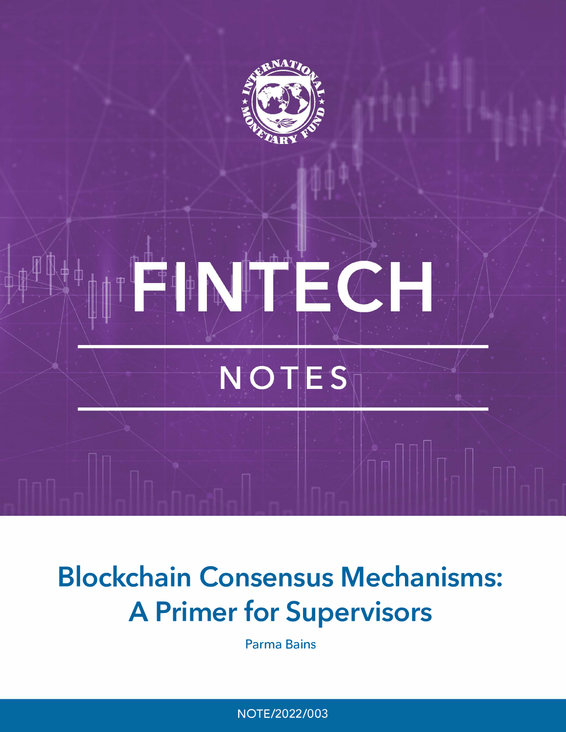INTERNATIONAL MONETARY FUND

# FINTECH

## NOTES

# Blockchain Consensus Mechanisms: A Primer for Supervisors

Parma Bains

NOTE/2022/003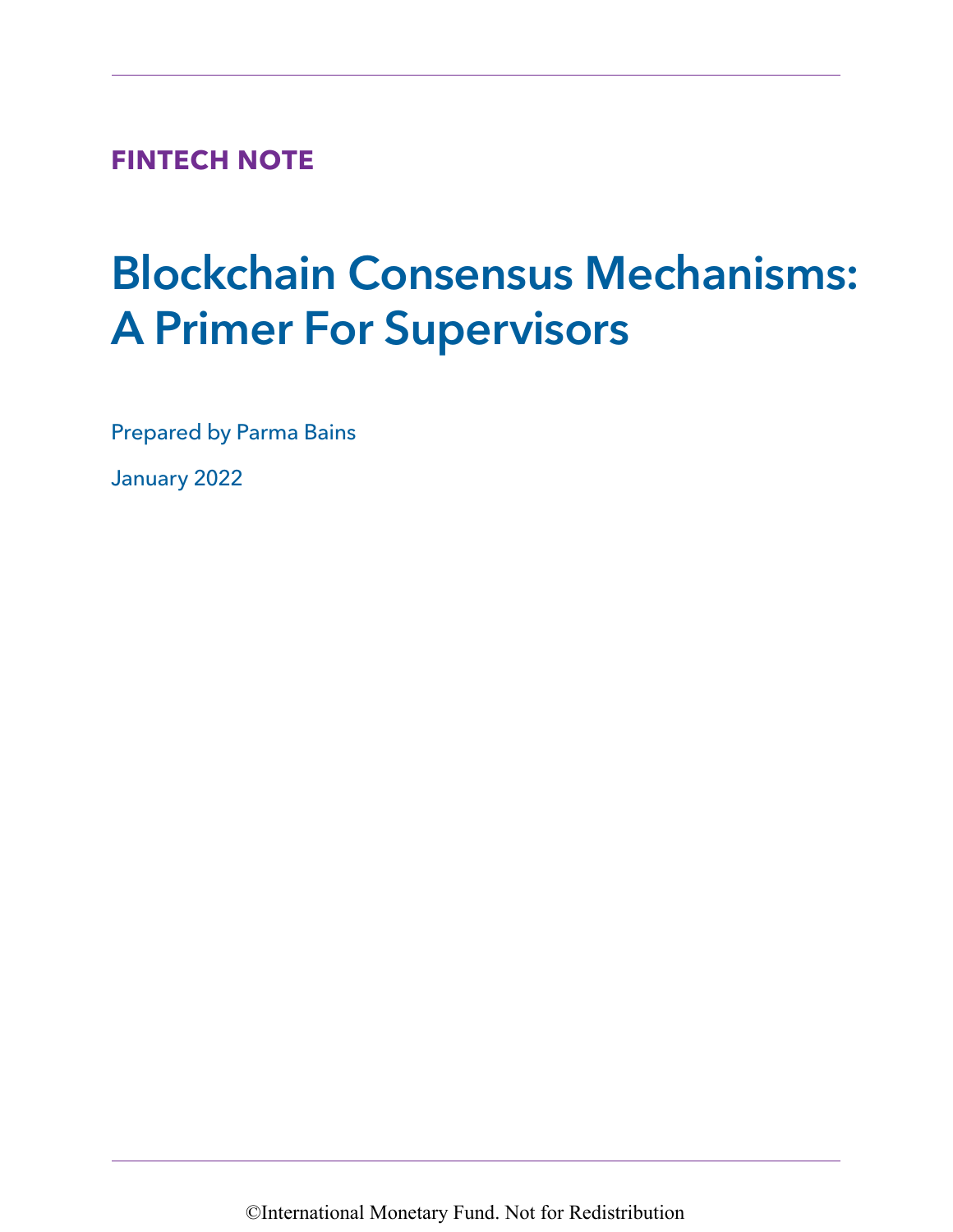**FINTECH NOTE**

# Blockchain Consensus Mechanisms: A Primer For Supervisors

Prepared by Parma Bains

January 2022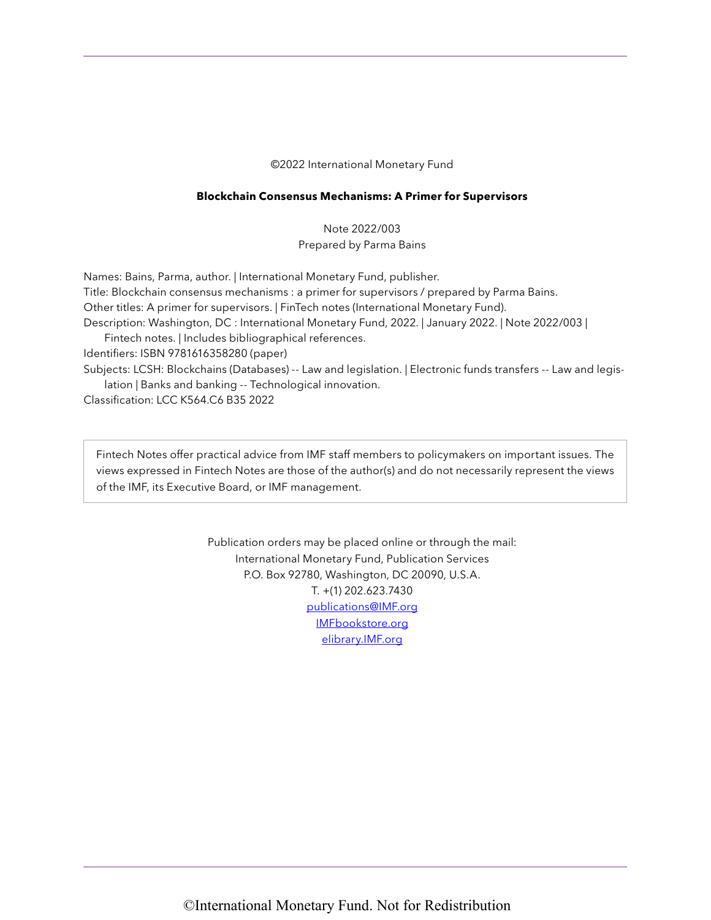©2022 International Monetary Fund

**Blockchain Consensus Mechanisms: A Primer for Supervisors**

Note 2022/003
Prepared by Parma Bains

Names: Bains, Parma, author. | International Monetary Fund, publisher.
Title: Blockchain consensus mechanisms : a primer for supervisors / prepared by Parma Bains.
Other titles: A primer for supervisors. | FinTech notes (International Monetary Fund).
Description: Washington, DC : International Monetary Fund, 2022. | January 2022. | Note 2022/003 | Fintech notes. | Includes bibliographical references.
Identifiers: ISBN 9781616358280 (paper)
Subjects: LCSH: Blockchains (Databases) -- Law and legislation. | Electronic funds transfers -- Law and legislation | Banks and banking -- Technological innovation.
Classification: LCC K564.C6 B35 2022

Fintech Notes offer practical advice from IMF staff members to policymakers on important issues. The views expressed in Fintech Notes are those of the author(s) and do not necessarily represent the views of the IMF, its Executive Board, or IMF management.

Publication orders may be placed online or through the mail:
International Monetary Fund, Publication Services
P.O. Box 92780, Washington, DC 20090, U.S.A.
T. +(1) 202.623.7430
publications@IMF.org
IMFbookstore.org
elibrary.IMF.org

©International Monetary Fund. Not for Redistribution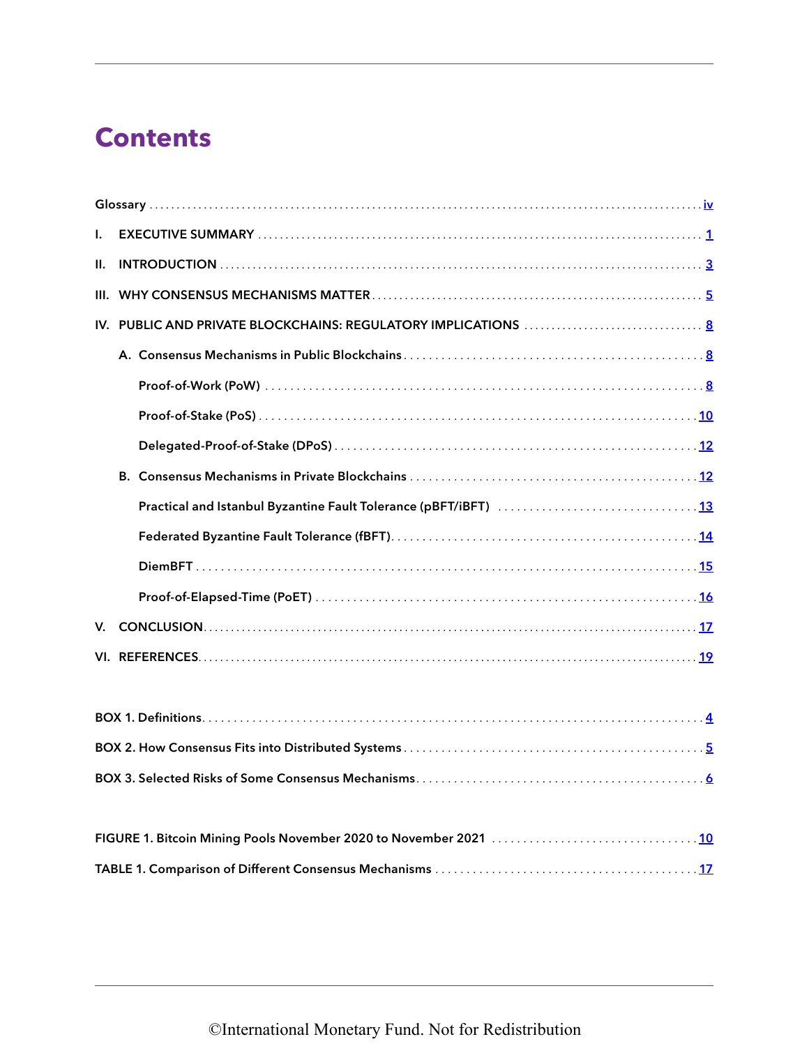# Contents

Glossary ..... iv

I. EXECUTIVE SUMMARY ..... 1

II. INTRODUCTION ..... 3

III. WHY CONSENSUS MECHANISMS MATTER ..... 5

IV. PUBLIC AND PRIVATE BLOCKCHAINS: REGULATORY IMPLICATIONS ..... 8

- A. Consensus Mechanisms in Public Blockchains ..... 8
  - Proof-of-Work (PoW) ..... 8
  - Proof-of-Stake (PoS) ..... 10
  - Delegated-Proof-of-Stake (DPoS) ..... 12
- B. Consensus Mechanisms in Private Blockchains ..... 12
  - Practical and Istanbul Byzantine Fault Tolerance (pBFT/iBFT) ..... 13
  - Federated Byzantine Fault Tolerance (fBFT) ..... 14
  - DiemBFT ..... 15
  - Proof-of-Elapsed-Time (PoET) ..... 16

V. CONCLUSION ..... 17

VI. REFERENCES ..... 19

BOX 1. Definitions ..... 4

BOX 2. How Consensus Fits into Distributed Systems ..... 5

BOX 3. Selected Risks of Some Consensus Mechanisms ..... 6

FIGURE 1. Bitcoin Mining Pools November 2020 to November 2021 ..... 10

TABLE 1. Comparison of Different Consensus Mechanisms ..... 17

©International Monetary Fund. Not for Redistribution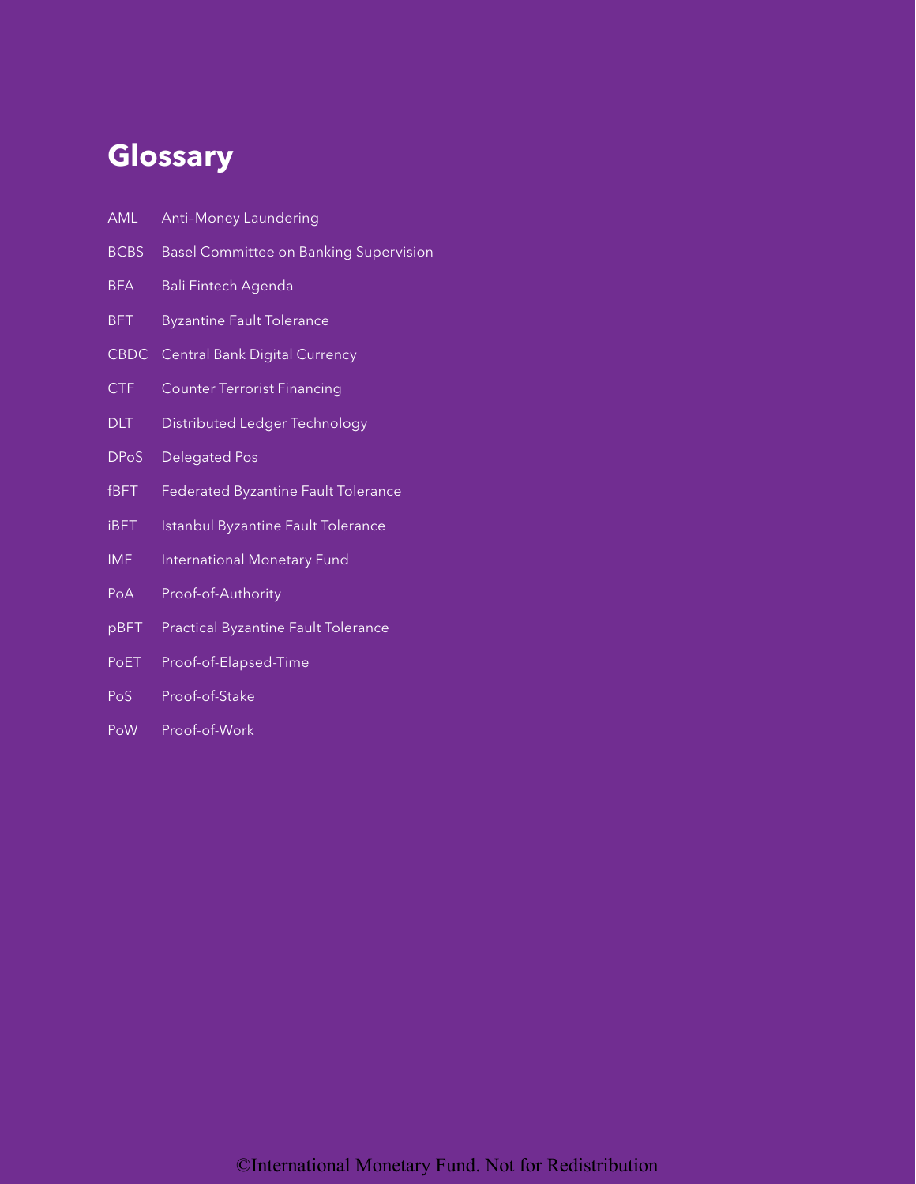# Glossary

| | |
|---|---|
| AML | Anti–Money Laundering |
| BCBS | Basel Committee on Banking Supervision |
| BFA | Bali Fintech Agenda |
| BFT | Byzantine Fault Tolerance |
| CBDC | Central Bank Digital Currency |
| CTF | Counter Terrorist Financing |
| DLT | Distributed Ledger Technology |
| DPoS | Delegated Pos |
| fBFT | Federated Byzantine Fault Tolerance |
| iBFT | Istanbul Byzantine Fault Tolerance |
| IMF | International Monetary Fund |
| PoA | Proof-of-Authority |
| pBFT | Practical Byzantine Fault Tolerance |
| PoET | Proof-of-Elapsed-Time |
| PoS | Proof-of-Stake |
| PoW | Proof-of-Work |

©International Monetary Fund. Not for Redistribution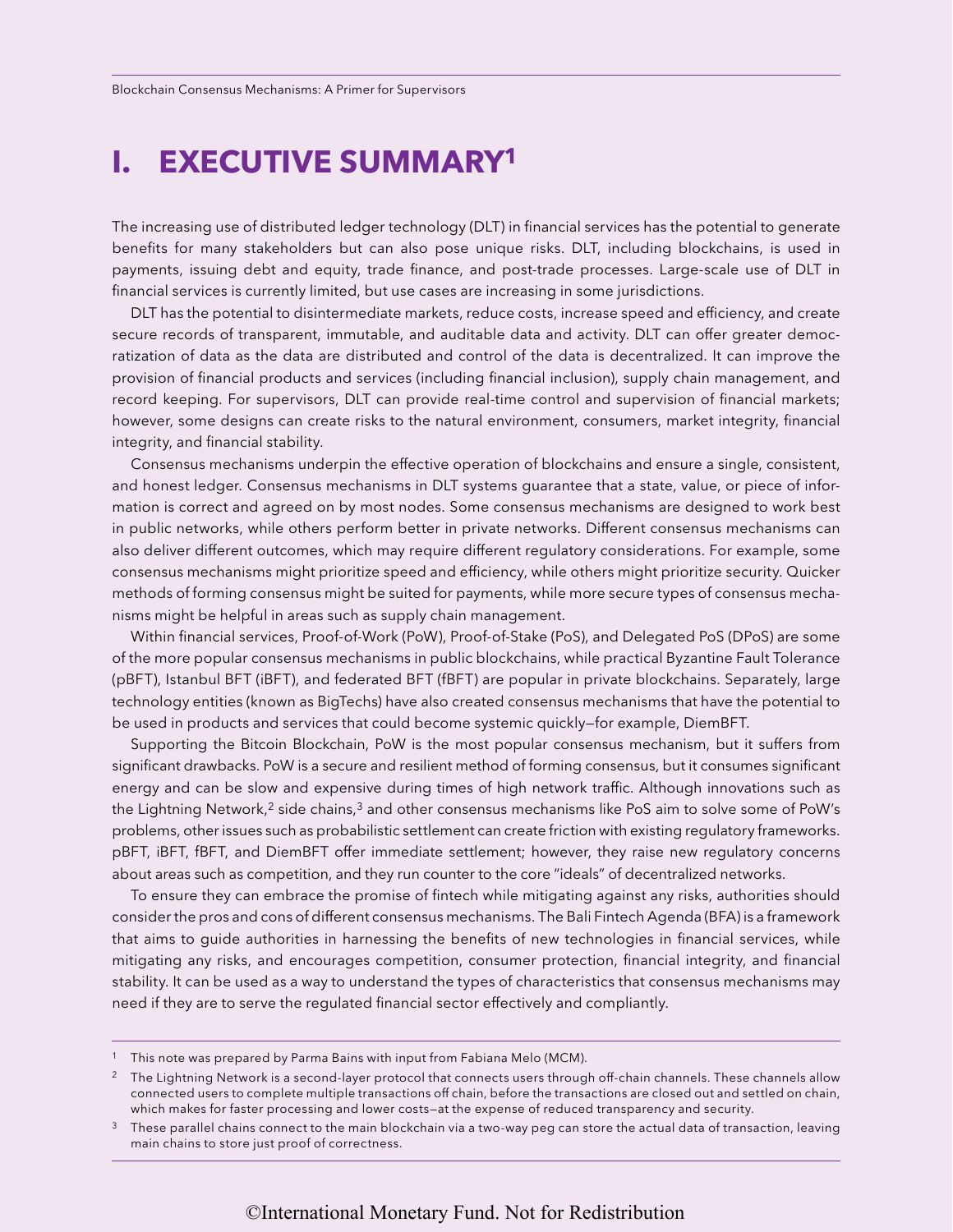# I. EXECUTIVE SUMMARY[1]

The increasing use of distributed ledger technology (DLT) in financial services has the potential to generate benefits for many stakeholders but can also pose unique risks. DLT, including blockchains, is used in payments, issuing debt and equity, trade finance, and post-trade processes. Large-scale use of DLT in financial services is currently limited, but use cases are increasing in some jurisdictions.

DLT has the potential to disintermediate markets, reduce costs, increase speed and efficiency, and create secure records of transparent, immutable, and auditable data and activity. DLT can offer greater democratization of data as the data are distributed and control of the data is decentralized. It can improve the provision of financial products and services (including financial inclusion), supply chain management, and record keeping. For supervisors, DLT can provide real-time control and supervision of financial markets; however, some designs can create risks to the natural environment, consumers, market integrity, financial integrity, and financial stability.

Consensus mechanisms underpin the effective operation of blockchains and ensure a single, consistent, and honest ledger. Consensus mechanisms in DLT systems guarantee that a state, value, or piece of information is correct and agreed on by most nodes. Some consensus mechanisms are designed to work best in public networks, while others perform better in private networks. Different consensus mechanisms can also deliver different outcomes, which may require different regulatory considerations. For example, some consensus mechanisms might prioritize speed and efficiency, while others might prioritize security. Quicker methods of forming consensus might be suited for payments, while more secure types of consensus mechanisms might be helpful in areas such as supply chain management.

Within financial services, Proof-of-Work (PoW), Proof-of-Stake (PoS), and Delegated PoS (DPoS) are some of the more popular consensus mechanisms in public blockchains, while practical Byzantine Fault Tolerance (pBFT), Istanbul BFT (iBFT), and federated BFT (fBFT) are popular in private blockchains. Separately, large technology entities (known as BigTechs) have also created consensus mechanisms that have the potential to be used in products and services that could become systemic quickly—for example, DiemBFT.

Supporting the Bitcoin Blockchain, PoW is the most popular consensus mechanism, but it suffers from significant drawbacks. PoW is a secure and resilient method of forming consensus, but it consumes significant energy and can be slow and expensive during times of high network traffic. Although innovations such as the Lightning Network,[2] side chains,[3] and other consensus mechanisms like PoS aim to solve some of PoW's problems, other issues such as probabilistic settlement can create friction with existing regulatory frameworks. pBFT, iBFT, fBFT, and DiemBFT offer immediate settlement; however, they raise new regulatory concerns about areas such as competition, and they run counter to the core "ideals" of decentralized networks.

To ensure they can embrace the promise of fintech while mitigating against any risks, authorities should consider the pros and cons of different consensus mechanisms. The Bali Fintech Agenda (BFA) is a framework that aims to guide authorities in harnessing the benefits of new technologies in financial services, while mitigating any risks, and encourages competition, consumer protection, financial integrity, and financial stability. It can be used as a way to understand the types of characteristics that consensus mechanisms may need if they are to serve the regulated financial sector effectively and compliantly.

---

[1] This note was prepared by Parma Bains with input from Fabiana Melo (MCM).

[2] The Lightning Network is a second-layer protocol that connects users through off-chain channels. These channels allow connected users to complete multiple transactions off chain, before the transactions are closed out and settled on chain, which makes for faster processing and lower costs—at the expense of reduced transparency and security.

[3] These parallel chains connect to the main blockchain via a two-way peg can store the actual data of transaction, leaving main chains to store just proof of correctness.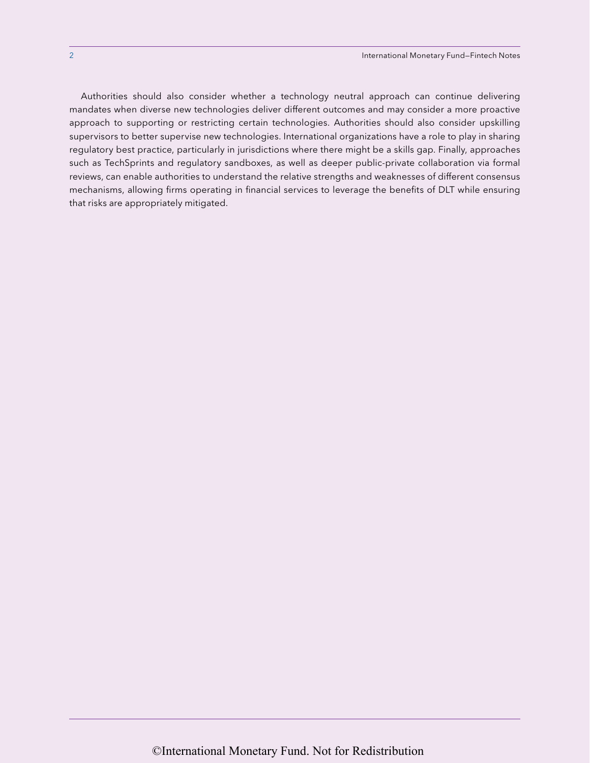Authorities should also consider whether a technology neutral approach can continue delivering mandates when diverse new technologies deliver different outcomes and may consider a more proactive approach to supporting or restricting certain technologies. Authorities should also consider upskilling supervisors to better supervise new technologies. International organizations have a role to play in sharing regulatory best practice, particularly in jurisdictions where there might be a skills gap. Finally, approaches such as TechSprints and regulatory sandboxes, as well as deeper public-private collaboration via formal reviews, can enable authorities to understand the relative strengths and weaknesses of different consensus mechanisms, allowing firms operating in financial services to leverage the benefits of DLT while ensuring that risks are appropriately mitigated.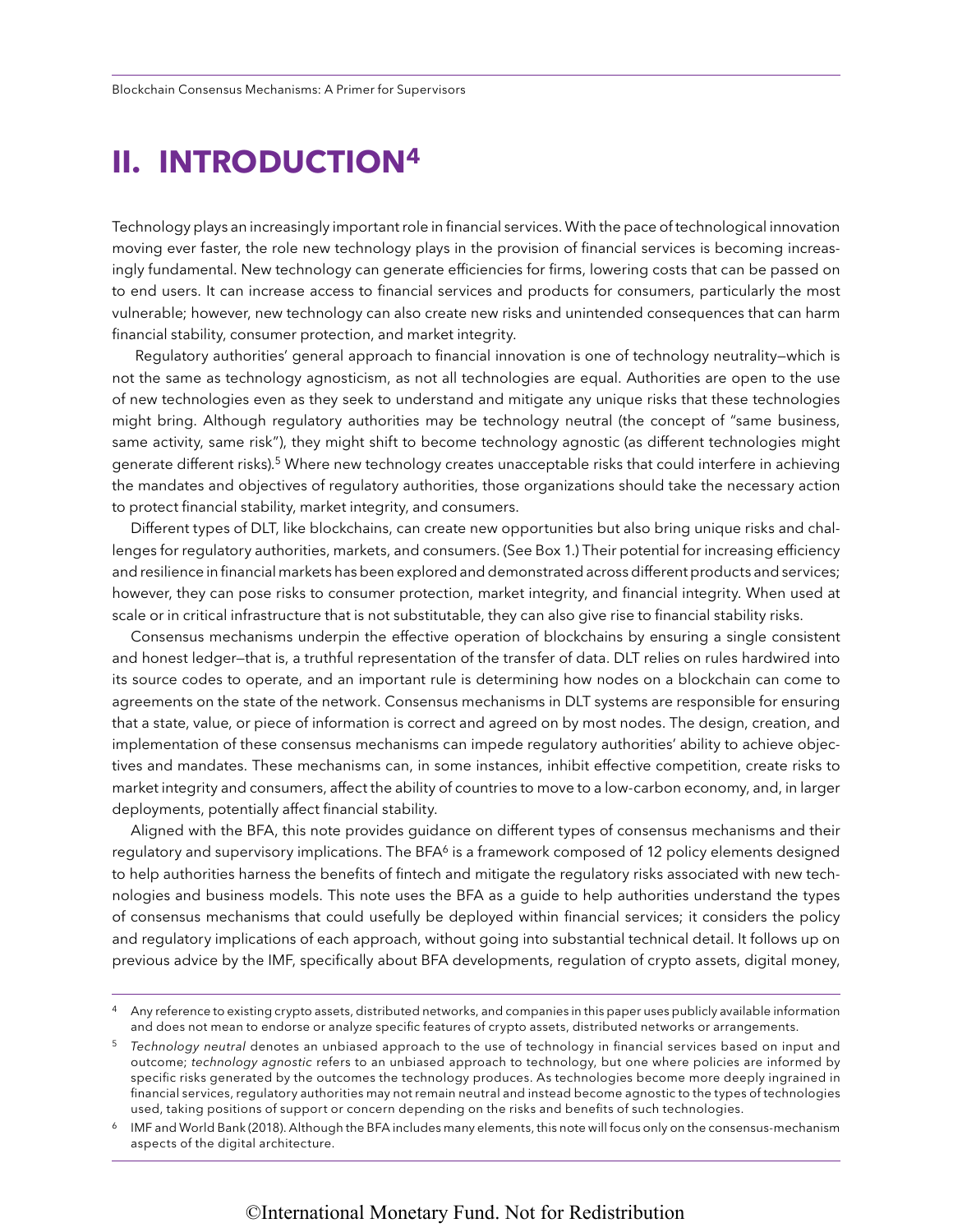# II. INTRODUCTION[4]

Technology plays an increasingly important role in financial services. With the pace of technological innovation moving ever faster, the role new technology plays in the provision of financial services is becoming increasingly fundamental. New technology can generate efficiencies for firms, lowering costs that can be passed on to end users. It can increase access to financial services and products for consumers, particularly the most vulnerable; however, new technology can also create new risks and unintended consequences that can harm financial stability, consumer protection, and market integrity.

Regulatory authorities' general approach to financial innovation is one of technology neutrality—which is not the same as technology agnosticism, as not all technologies are equal. Authorities are open to the use of new technologies even as they seek to understand and mitigate any unique risks that these technologies might bring. Although regulatory authorities may be technology neutral (the concept of "same business, same activity, same risk"), they might shift to become technology agnostic (as different technologies might generate different risks).[5] Where new technology creates unacceptable risks that could interfere in achieving the mandates and objectives of regulatory authorities, those organizations should take the necessary action to protect financial stability, market integrity, and consumers.

Different types of DLT, like blockchains, can create new opportunities but also bring unique risks and challenges for regulatory authorities, markets, and consumers. (See Box 1.) Their potential for increasing efficiency and resilience in financial markets has been explored and demonstrated across different products and services; however, they can pose risks to consumer protection, market integrity, and financial integrity. When used at scale or in critical infrastructure that is not substitutable, they can also give rise to financial stability risks.

Consensus mechanisms underpin the effective operation of blockchains by ensuring a single consistent and honest ledger—that is, a truthful representation of the transfer of data. DLT relies on rules hardwired into its source codes to operate, and an important rule is determining how nodes on a blockchain can come to agreements on the state of the network. Consensus mechanisms in DLT systems are responsible for ensuring that a state, value, or piece of information is correct and agreed on by most nodes. The design, creation, and implementation of these consensus mechanisms can impede regulatory authorities' ability to achieve objectives and mandates. These mechanisms can, in some instances, inhibit effective competition, create risks to market integrity and consumers, affect the ability of countries to move to a low-carbon economy, and, in larger deployments, potentially affect financial stability.

Aligned with the BFA, this note provides guidance on different types of consensus mechanisms and their regulatory and supervisory implications. The BFA[6] is a framework composed of 12 policy elements designed to help authorities harness the benefits of fintech and mitigate the regulatory risks associated with new technologies and business models. This note uses the BFA as a guide to help authorities understand the types of consensus mechanisms that could usefully be deployed within financial services; it considers the policy and regulatory implications of each approach, without going into substantial technical detail. It follows up on previous advice by the IMF, specifically about BFA developments, regulation of crypto assets, digital money,

---

[4] Any reference to existing crypto assets, distributed networks, and companies in this paper uses publicly available information and does not mean to endorse or analyze specific features of crypto assets, distributed networks or arrangements.

[5] *Technology neutral* denotes an unbiased approach to the use of technology in financial services based on input and outcome; *technology agnostic* refers to an unbiased approach to technology, but one where policies are informed by specific risks generated by the outcomes the technology produces. As technologies become more deeply ingrained in financial services, regulatory authorities may not remain neutral and instead become agnostic to the types of technologies used, taking positions of support or concern depending on the risks and benefits of such technologies.

[6] IMF and World Bank (2018). Although the BFA includes many elements, this note will focus only on the consensus-mechanism aspects of the digital architecture.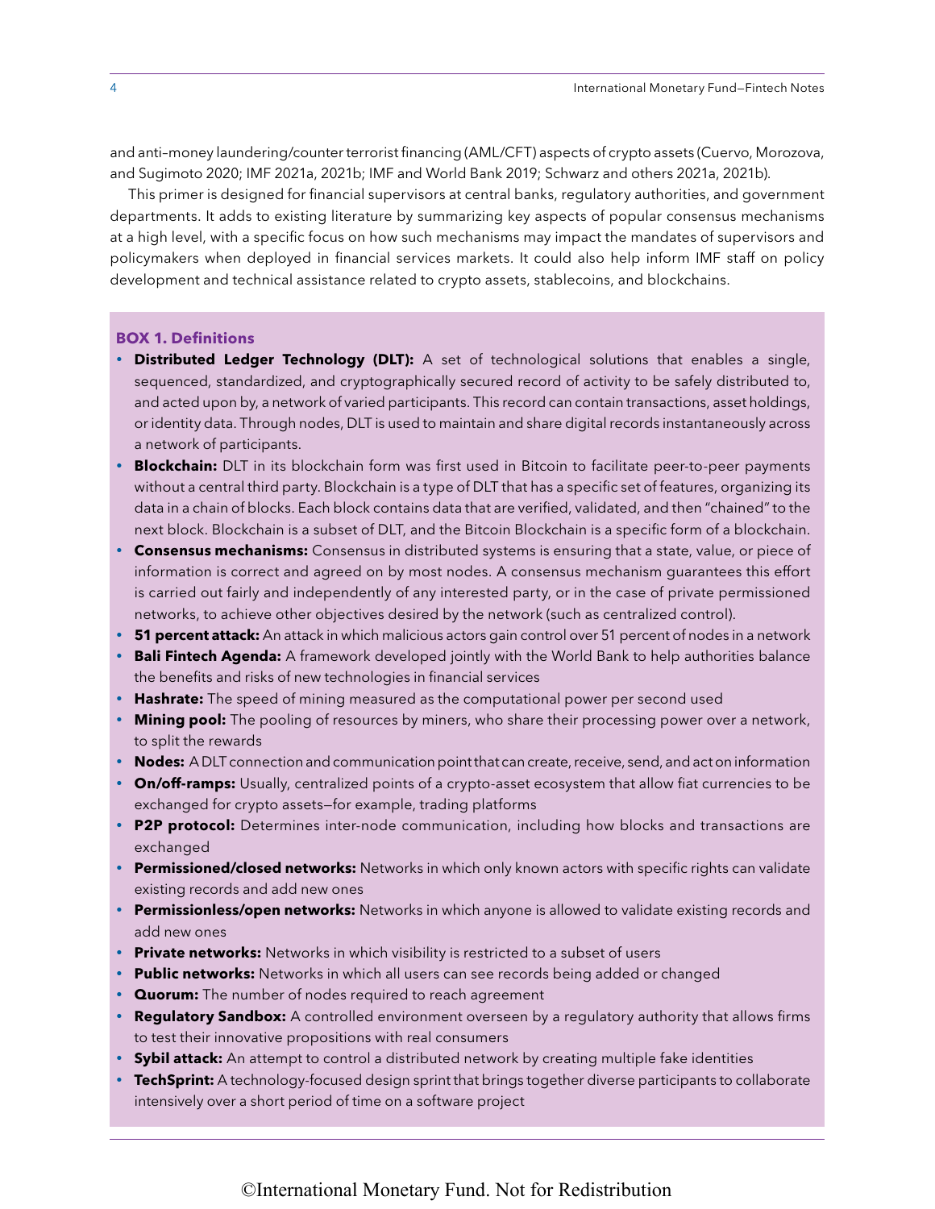and anti-money laundering/counter terrorist financing (AML/CFT) aspects of crypto assets (Cuervo, Morozova, and Sugimoto 2020; IMF 2021a, 2021b; IMF and World Bank 2019; Schwarz and others 2021a, 2021b).

This primer is designed for financial supervisors at central banks, regulatory authorities, and government departments. It adds to existing literature by summarizing key aspects of popular consensus mechanisms at a high level, with a specific focus on how such mechanisms may impact the mandates of supervisors and policymakers when deployed in financial services markets. It could also help inform IMF staff on policy development and technical assistance related to crypto assets, stablecoins, and blockchains.

**BOX 1. Definitions**

- **Distributed Ledger Technology (DLT):** A set of technological solutions that enables a single, sequenced, standardized, and cryptographically secured record of activity to be safely distributed to, and acted upon by, a network of varied participants. This record can contain transactions, asset holdings, or identity data. Through nodes, DLT is used to maintain and share digital records instantaneously across a network of participants.
- **Blockchain:** DLT in its blockchain form was first used in Bitcoin to facilitate peer-to-peer payments without a central third party. Blockchain is a type of DLT that has a specific set of features, organizing its data in a chain of blocks. Each block contains data that are verified, validated, and then "chained" to the next block. Blockchain is a subset of DLT, and the Bitcoin Blockchain is a specific form of a blockchain.
- **Consensus mechanisms:** Consensus in distributed systems is ensuring that a state, value, or piece of information is correct and agreed on by most nodes. A consensus mechanism guarantees this effort is carried out fairly and independently of any interested party, or in the case of private permissioned networks, to achieve other objectives desired by the network (such as centralized control).
- **51 percent attack:** An attack in which malicious actors gain control over 51 percent of nodes in a network
- **Bali Fintech Agenda:** A framework developed jointly with the World Bank to help authorities balance the benefits and risks of new technologies in financial services
- **Hashrate:** The speed of mining measured as the computational power per second used
- **Mining pool:** The pooling of resources by miners, who share their processing power over a network, to split the rewards
- **Nodes:** A DLT connection and communication point that can create, receive, send, and act on information
- **On/off-ramps:** Usually, centralized points of a crypto-asset ecosystem that allow fiat currencies to be exchanged for crypto assets—for example, trading platforms
- **P2P protocol:** Determines inter-node communication, including how blocks and transactions are exchanged
- **Permissioned/closed networks:** Networks in which only known actors with specific rights can validate existing records and add new ones
- **Permissionless/open networks:** Networks in which anyone is allowed to validate existing records and add new ones
- **Private networks:** Networks in which visibility is restricted to a subset of users
- **Public networks:** Networks in which all users can see records being added or changed
- **Quorum:** The number of nodes required to reach agreement
- **Regulatory Sandbox:** A controlled environment overseen by a regulatory authority that allows firms to test their innovative propositions with real consumers
- **Sybil attack:** An attempt to control a distributed network by creating multiple fake identities
- **TechSprint:** A technology-focused design sprint that brings together diverse participants to collaborate intensively over a short period of time on a software project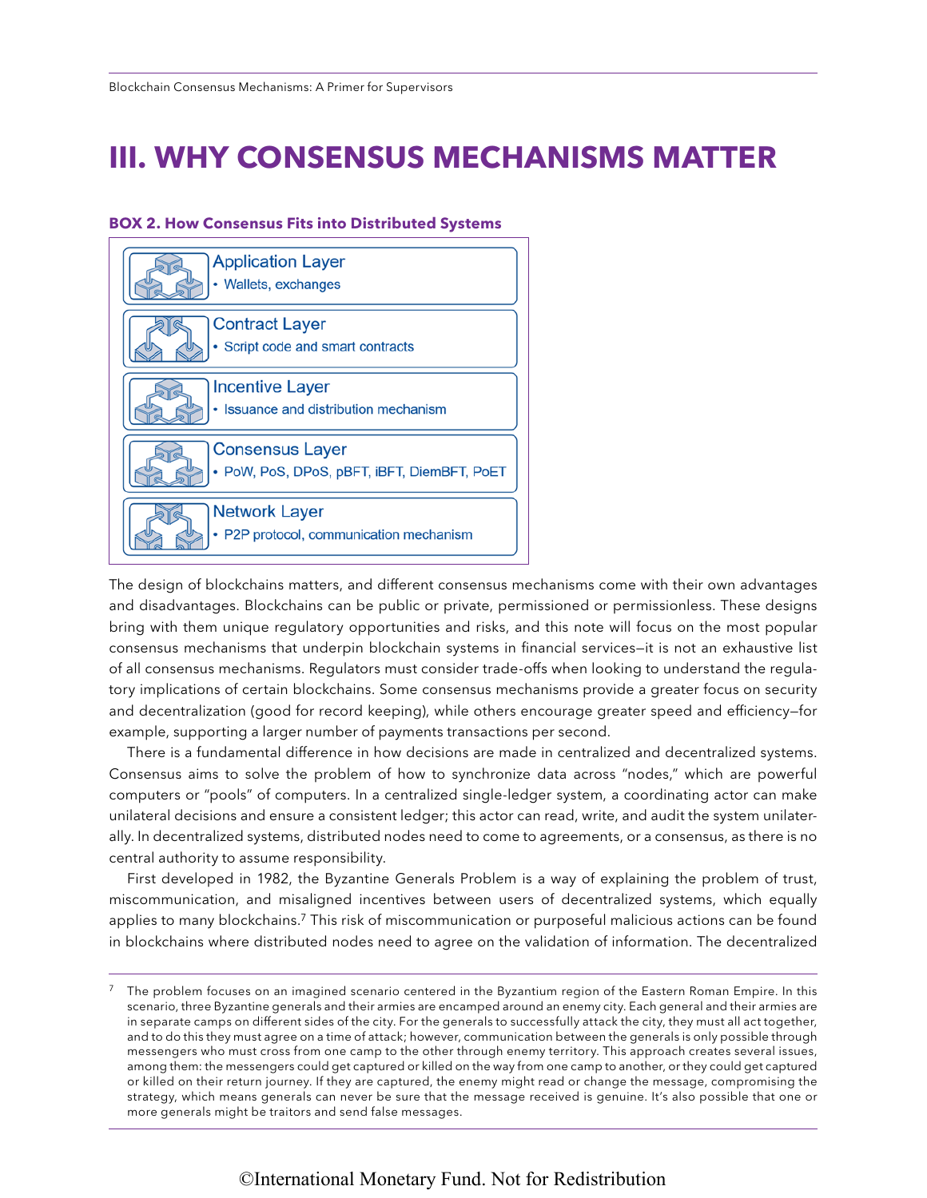# III. WHY CONSENSUS MECHANISMS MATTER

**BOX 2. How Consensus Fits into Distributed Systems**

**Application Layer**
- Wallets, exchanges

**Contract Layer**
- Script code and smart contracts

**Incentive Layer**
- Issuance and distribution mechanism

**Consensus Layer**
- PoW, PoS, DPoS, pBFT, iBFT, DiemBFT, PoET

**Network Layer**
- P2P protocol, communication mechanism

The design of blockchains matters, and different consensus mechanisms come with their own advantages and disadvantages. Blockchains can be public or private, permissioned or permissionless. These designs bring with them unique regulatory opportunities and risks, and this note will focus on the most popular consensus mechanisms that underpin blockchain systems in financial services—it is not an exhaustive list of all consensus mechanisms. Regulators must consider trade-offs when looking to understand the regulatory implications of certain blockchains. Some consensus mechanisms provide a greater focus on security and decentralization (good for record keeping), while others encourage greater speed and efficiency—for example, supporting a larger number of payments transactions per second.

There is a fundamental difference in how decisions are made in centralized and decentralized systems. Consensus aims to solve the problem of how to synchronize data across "nodes," which are powerful computers or "pools" of computers. In a centralized single-ledger system, a coordinating actor can make unilateral decisions and ensure a consistent ledger; this actor can read, write, and audit the system unilaterally. In decentralized systems, distributed nodes need to come to agreements, or a consensus, as there is no central authority to assume responsibility.

First developed in 1982, the Byzantine Generals Problem is a way of explaining the problem of trust, miscommunication, and misaligned incentives between users of decentralized systems, which equally applies to many blockchains.[7] This risk of miscommunication or purposeful malicious actions can be found in blockchains where distributed nodes need to agree on the validation of information. The decentralized

---

[7] The problem focuses on an imagined scenario centered in the Byzantium region of the Eastern Roman Empire. In this scenario, three Byzantine generals and their armies are encamped around an enemy city. Each general and their armies are in separate camps on different sides of the city. For the generals to successfully attack the city, they must all act together, and to do this they must agree on a time of attack; however, communication between the generals is only possible through messengers who must cross from one camp to the other through enemy territory. This approach creates several issues, among them: the messengers could get captured or killed on the way from one camp to another, or they could get captured or killed on their return journey. If they are captured, the enemy might read or change the message, compromising the strategy, which means generals can never be sure that the message received is genuine. It's also possible that one or more generals might be traitors and send false messages.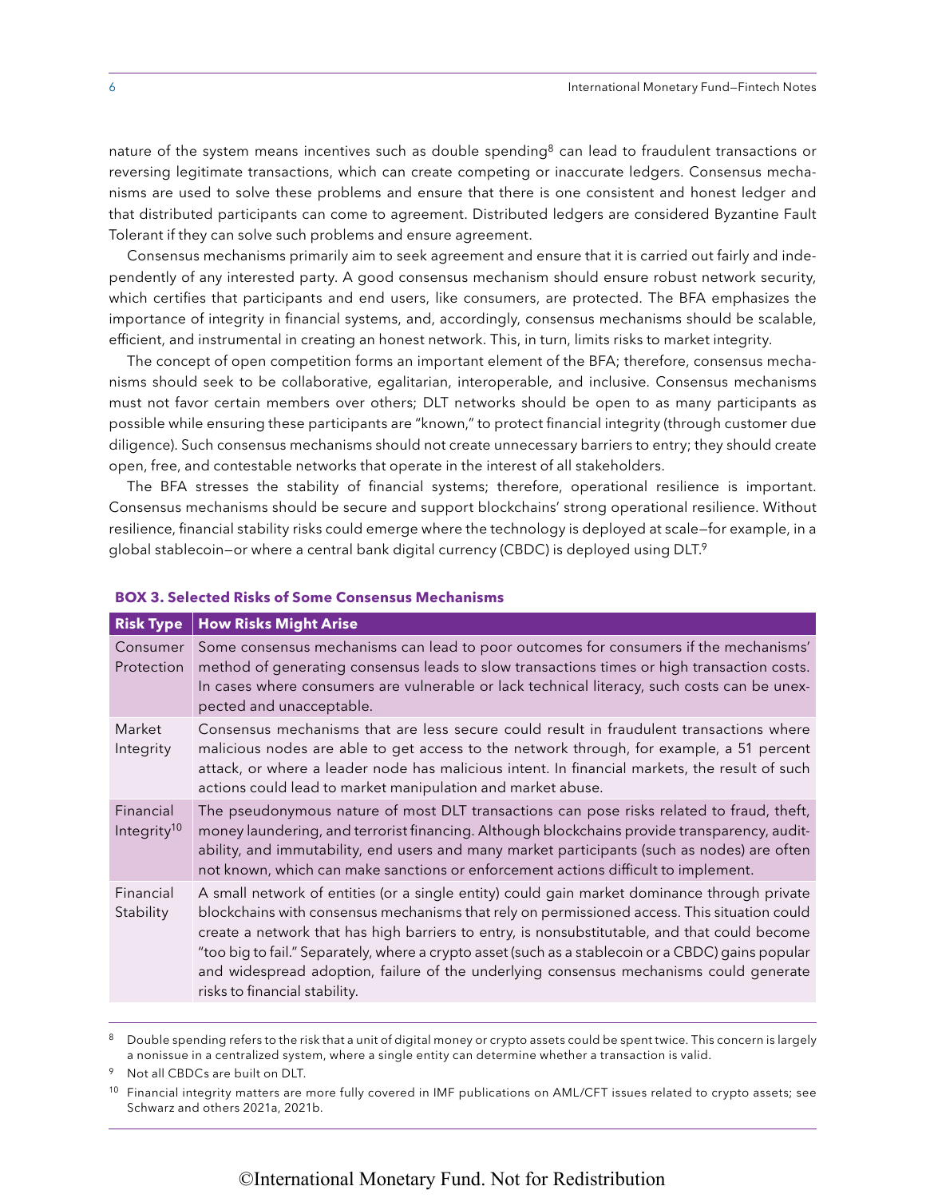nature of the system means incentives such as double spending[8] can lead to fraudulent transactions or reversing legitimate transactions, which can create competing or inaccurate ledgers. Consensus mechanisms are used to solve these problems and ensure that there is one consistent and honest ledger and that distributed participants can come to agreement. Distributed ledgers are considered Byzantine Fault Tolerant if they can solve such problems and ensure agreement.

Consensus mechanisms primarily aim to seek agreement and ensure that it is carried out fairly and independently of any interested party. A good consensus mechanism should ensure robust network security, which certifies that participants and end users, like consumers, are protected. The BFA emphasizes the importance of integrity in financial systems, and, accordingly, consensus mechanisms should be scalable, efficient, and instrumental in creating an honest network. This, in turn, limits risks to market integrity.

The concept of open competition forms an important element of the BFA; therefore, consensus mechanisms should seek to be collaborative, egalitarian, interoperable, and inclusive. Consensus mechanisms must not favor certain members over others; DLT networks should be open to as many participants as possible while ensuring these participants are "known," to protect financial integrity (through customer due diligence). Such consensus mechanisms should not create unnecessary barriers to entry; they should create open, free, and contestable networks that operate in the interest of all stakeholders.

The BFA stresses the stability of financial systems; therefore, operational resilience is important. Consensus mechanisms should be secure and support blockchains' strong operational resilience. Without resilience, financial stability risks could emerge where the technology is deployed at scale—for example, in a global stablecoin—or where a central bank digital currency (CBDC) is deployed using DLT.[9]

**BOX 3. Selected Risks of Some Consensus Mechanisms**

| Risk Type | How Risks Might Arise |
|---|---|
| Consumer Protection | Some consensus mechanisms can lead to poor outcomes for consumers if the mechanisms' method of generating consensus leads to slow transactions times or high transaction costs. In cases where consumers are vulnerable or lack technical literacy, such costs can be unexpected and unacceptable. |
| Market Integrity | Consensus mechanisms that are less secure could result in fraudulent transactions where malicious nodes are able to get access to the network through, for example, a 51 percent attack, or where a leader node has malicious intent. In financial markets, the result of such actions could lead to market manipulation and market abuse. |
| Financial Integrity[10] | The pseudonymous nature of most DLT transactions can pose risks related to fraud, theft, money laundering, and terrorist financing. Although blockchains provide transparency, auditability, and immutability, end users and many market participants (such as nodes) are often not known, which can make sanctions or enforcement actions difficult to implement. |
| Financial Stability | A small network of entities (or a single entity) could gain market dominance through private blockchains with consensus mechanisms that rely on permissioned access. This situation could create a network that has high barriers to entry, is nonsubstitutable, and that could become "too big to fail." Separately, where a crypto asset (such as a stablecoin or a CBDC) gains popular and widespread adoption, failure of the underlying consensus mechanisms could generate risks to financial stability. |

[8] Double spending refers to the risk that a unit of digital money or crypto assets could be spent twice. This concern is largely a nonissue in a centralized system, where a single entity can determine whether a transaction is valid.

[9] Not all CBDCs are built on DLT.

[10] Financial integrity matters are more fully covered in IMF publications on AML/CFT issues related to crypto assets; see Schwarz and others 2021a, 2021b.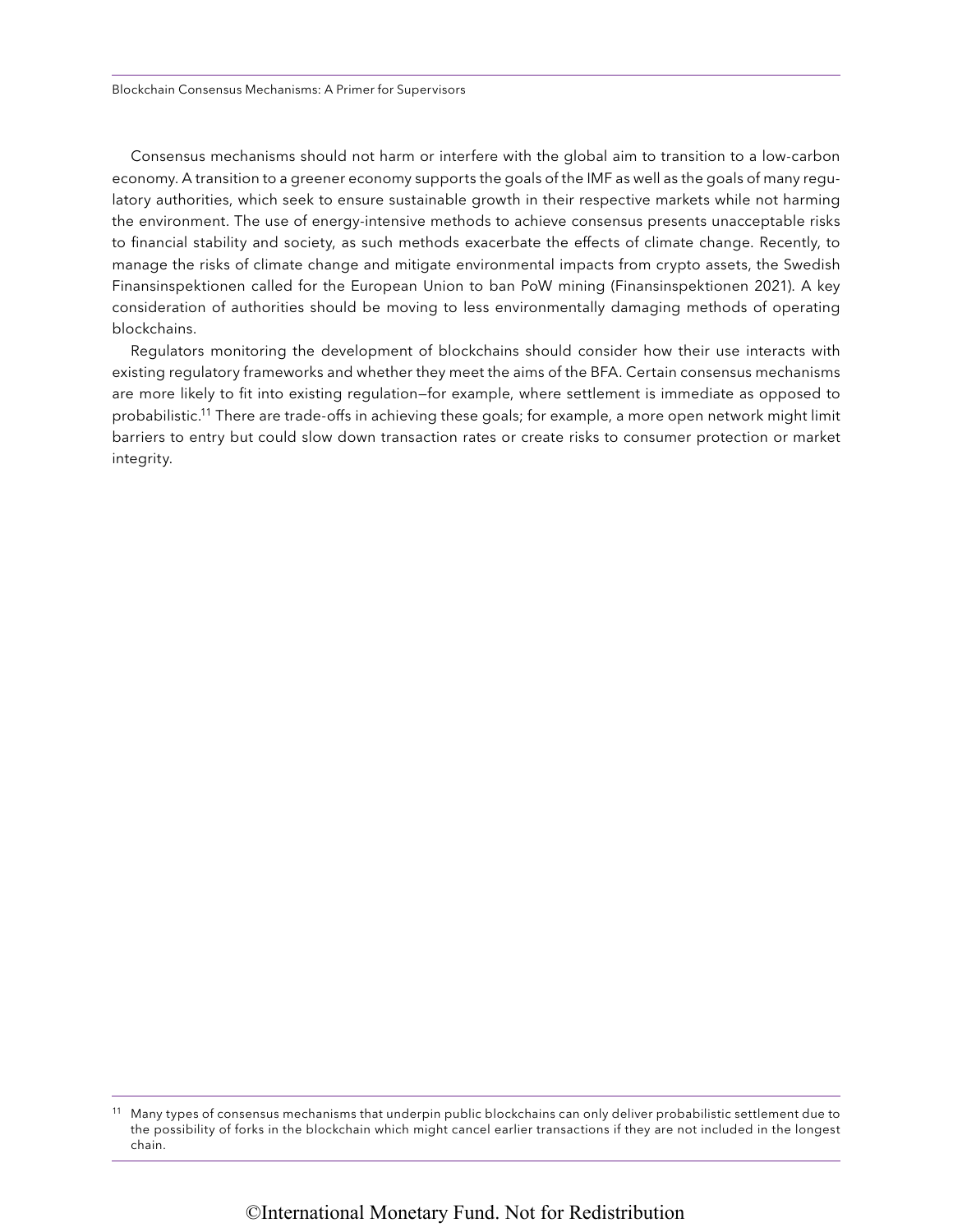Consensus mechanisms should not harm or interfere with the global aim to transition to a low-carbon economy. A transition to a greener economy supports the goals of the IMF as well as the goals of many regulatory authorities, which seek to ensure sustainable growth in their respective markets while not harming the environment. The use of energy-intensive methods to achieve consensus presents unacceptable risks to financial stability and society, as such methods exacerbate the effects of climate change. Recently, to manage the risks of climate change and mitigate environmental impacts from crypto assets, the Swedish Finansinspektionen called for the European Union to ban PoW mining (Finansinspektionen 2021). A key consideration of authorities should be moving to less environmentally damaging methods of operating blockchains.

Regulators monitoring the development of blockchains should consider how their use interacts with existing regulatory frameworks and whether they meet the aims of the BFA. Certain consensus mechanisms are more likely to fit into existing regulation—for example, where settlement is immediate as opposed to probabilistic.[11] There are trade-offs in achieving these goals; for example, a more open network might limit barriers to entry but could slow down transaction rates or create risks to consumer protection or market integrity.

---

[11] Many types of consensus mechanisms that underpin public blockchains can only deliver probabilistic settlement due to the possibility of forks in the blockchain which might cancel earlier transactions if they are not included in the longest chain.

©International Monetary Fund. Not for Redistribution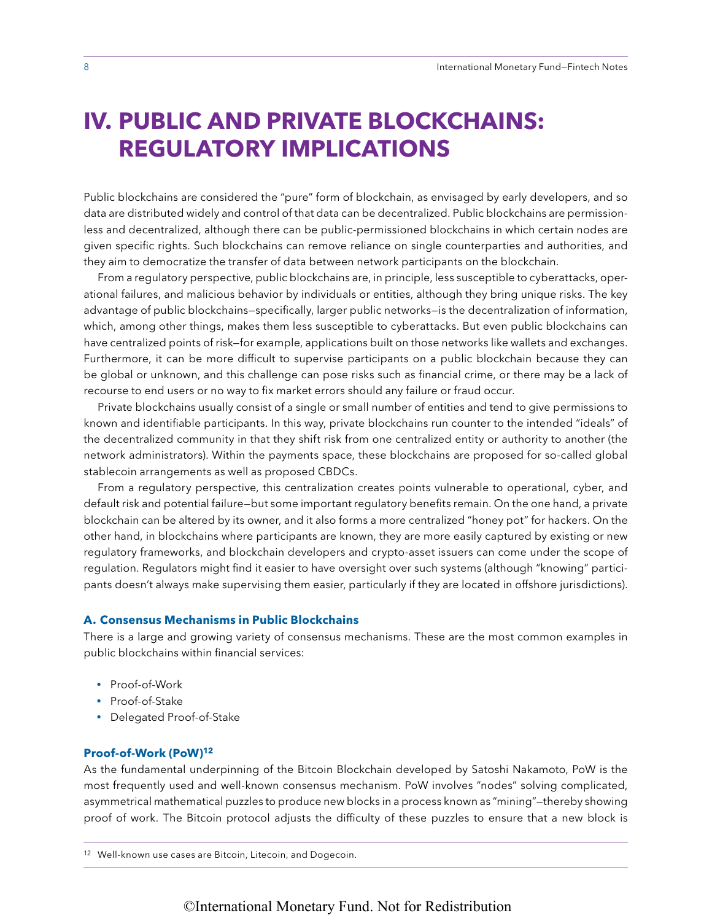# IV. PUBLIC AND PRIVATE BLOCKCHAINS: REGULATORY IMPLICATIONS

Public blockchains are considered the "pure" form of blockchain, as envisaged by early developers, and so data are distributed widely and control of that data can be decentralized. Public blockchains are permissionless and decentralized, although there can be public-permissioned blockchains in which certain nodes are given specific rights. Such blockchains can remove reliance on single counterparties and authorities, and they aim to democratize the transfer of data between network participants on the blockchain.

From a regulatory perspective, public blockchains are, in principle, less susceptible to cyberattacks, operational failures, and malicious behavior by individuals or entities, although they bring unique risks. The key advantage of public blockchains—specifically, larger public networks—is the decentralization of information, which, among other things, makes them less susceptible to cyberattacks. But even public blockchains can have centralized points of risk—for example, applications built on those networks like wallets and exchanges. Furthermore, it can be more difficult to supervise participants on a public blockchain because they can be global or unknown, and this challenge can pose risks such as financial crime, or there may be a lack of recourse to end users or no way to fix market errors should any failure or fraud occur.

Private blockchains usually consist of a single or small number of entities and tend to give permissions to known and identifiable participants. In this way, private blockchains run counter to the intended "ideals" of the decentralized community in that they shift risk from one centralized entity or authority to another (the network administrators). Within the payments space, these blockchains are proposed for so-called global stablecoin arrangements as well as proposed CBDCs.

From a regulatory perspective, this centralization creates points vulnerable to operational, cyber, and default risk and potential failure—but some important regulatory benefits remain. On the one hand, a private blockchain can be altered by its owner, and it also forms a more centralized "honey pot" for hackers. On the other hand, in blockchains where participants are known, they are more easily captured by existing or new regulatory frameworks, and blockchain developers and crypto-asset issuers can come under the scope of regulation. Regulators might find it easier to have oversight over such systems (although "knowing" participants doesn't always make supervising them easier, particularly if they are located in offshore jurisdictions).

### A. Consensus Mechanisms in Public Blockchains

There is a large and growing variety of consensus mechanisms. These are the most common examples in public blockchains within financial services:

- Proof-of-Work
- Proof-of-Stake
- Delegated Proof-of-Stake

#### Proof-of-Work (PoW)[12]

As the fundamental underpinning of the Bitcoin Blockchain developed by Satoshi Nakamoto, PoW is the most frequently used and well-known consensus mechanism. PoW involves "nodes" solving complicated, asymmetrical mathematical puzzles to produce new blocks in a process known as "mining"—thereby showing proof of work. The Bitcoin protocol adjusts the difficulty of these puzzles to ensure that a new block is

[12] Well-known use cases are Bitcoin, Litecoin, and Dogecoin.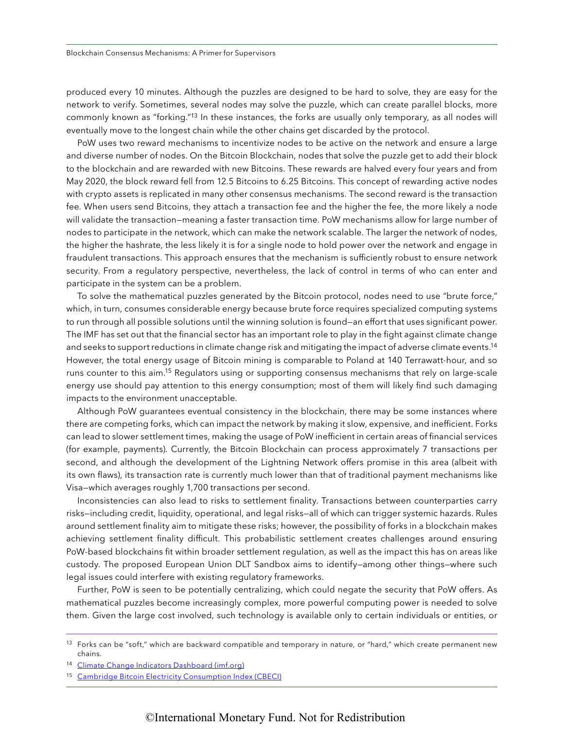produced every 10 minutes. Although the puzzles are designed to be hard to solve, they are easy for the network to verify. Sometimes, several nodes may solve the puzzle, which can create parallel blocks, more commonly known as "forking."[13] In these instances, the forks are usually only temporary, as all nodes will eventually move to the longest chain while the other chains get discarded by the protocol.

PoW uses two reward mechanisms to incentivize nodes to be active on the network and ensure a large and diverse number of nodes. On the Bitcoin Blockchain, nodes that solve the puzzle get to add their block to the blockchain and are rewarded with new Bitcoins. These rewards are halved every four years and from May 2020, the block reward fell from 12.5 Bitcoins to 6.25 Bitcoins. This concept of rewarding active nodes with crypto assets is replicated in many other consensus mechanisms. The second reward is the transaction fee. When users send Bitcoins, they attach a transaction fee and the higher the fee, the more likely a node will validate the transaction—meaning a faster transaction time. PoW mechanisms allow for large number of nodes to participate in the network, which can make the network scalable. The larger the network of nodes, the higher the hashrate, the less likely it is for a single node to hold power over the network and engage in fraudulent transactions. This approach ensures that the mechanism is sufficiently robust to ensure network security. From a regulatory perspective, nevertheless, the lack of control in terms of who can enter and participate in the system can be a problem.

To solve the mathematical puzzles generated by the Bitcoin protocol, nodes need to use "brute force," which, in turn, consumes considerable energy because brute force requires specialized computing systems to run through all possible solutions until the winning solution is found—an effort that uses significant power. The IMF has set out that the financial sector has an important role to play in the fight against climate change and seeks to support reductions in climate change risk and mitigating the impact of adverse climate events.[14] However, the total energy usage of Bitcoin mining is comparable to Poland at 140 Terrawatt-hour, and so runs counter to this aim.[15] Regulators using or supporting consensus mechanisms that rely on large-scale energy use should pay attention to this energy consumption; most of them will likely find such damaging impacts to the environment unacceptable.

Although PoW guarantees eventual consistency in the blockchain, there may be some instances where there are competing forks, which can impact the network by making it slow, expensive, and inefficient. Forks can lead to slower settlement times, making the usage of PoW inefficient in certain areas of financial services (for example, payments). Currently, the Bitcoin Blockchain can process approximately 7 transactions per second, and although the development of the Lightning Network offers promise in this area (albeit with its own flaws), its transaction rate is currently much lower than that of traditional payment mechanisms like Visa—which averages roughly 1,700 transactions per second.

Inconsistencies can also lead to risks to settlement finality. Transactions between counterparties carry risks—including credit, liquidity, operational, and legal risks—all of which can trigger systemic hazards. Rules around settlement finality aim to mitigate these risks; however, the possibility of forks in a blockchain makes achieving settlement finality difficult. This probabilistic settlement creates challenges around ensuring PoW-based blockchains fit within broader settlement regulation, as well as the impact this has on areas like custody. The proposed European Union DLT Sandbox aims to identify—among other things—where such legal issues could interfere with existing regulatory frameworks.

Further, PoW is seen to be potentially centralizing, which could negate the security that PoW offers. As mathematical puzzles become increasingly complex, more powerful computing power is needed to solve them. Given the large cost involved, such technology is available only to certain individuals or entities, or

---

[13] Forks can be "soft," which are backward compatible and temporary in nature, or "hard," which create permanent new chains.

[14] Climate Change Indicators Dashboard (imf.org)

[15] Cambridge Bitcoin Electricity Consumption Index (CBECI)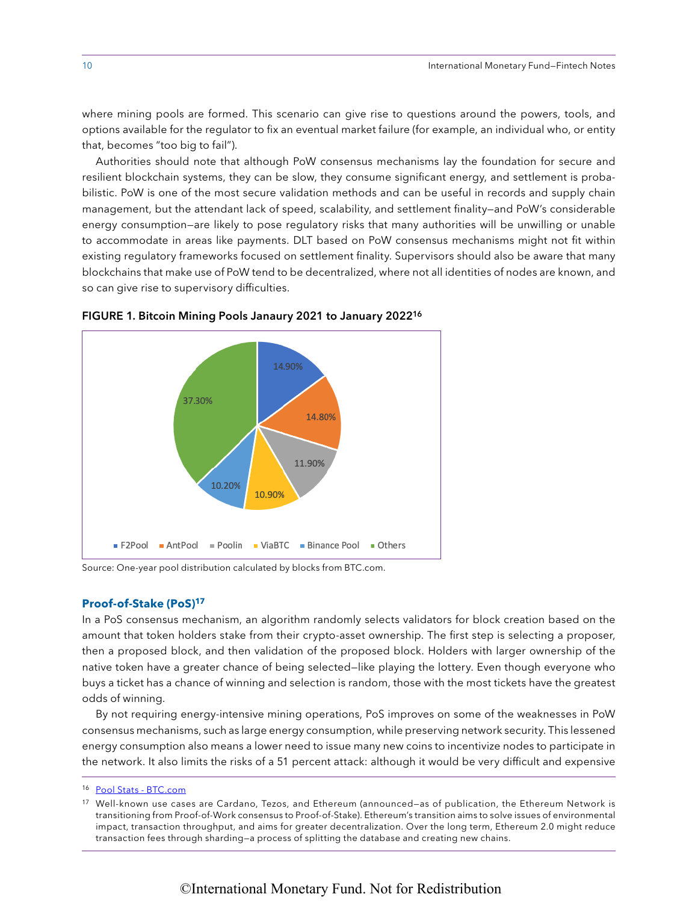where mining pools are formed. This scenario can give rise to questions around the powers, tools, and options available for the regulator to fix an eventual market failure (for example, an individual who, or entity that, becomes "too big to fail").

Authorities should note that although PoW consensus mechanisms lay the foundation for secure and resilient blockchain systems, they can be slow, they consume significant energy, and settlement is probabilistic. PoW is one of the most secure validation methods and can be useful in records and supply chain management, but the attendant lack of speed, scalability, and settlement finality—and PoW's considerable energy consumption—are likely to pose regulatory risks that many authorities will be unwilling or unable to accommodate in areas like payments. DLT based on PoW consensus mechanisms might not fit within existing regulatory frameworks focused on settlement finality. Supervisors should also be aware that many blockchains that make use of PoW tend to be decentralized, where not all identities of nodes are known, and so can give rise to supervisory difficulties.

**FIGURE 1. Bitcoin Mining Pools Janaury 2021 to January 2022**[16]

| Pool | Share |
|---|---|
| F2Pool | 14.90% |
| AntPool | 14.80% |
| Poolin | 11.90% |
| ViaBTC | 10.90% |
| Binance Pool | 10.20% |
| Others | 37.30% |

Source: One-year pool distribution calculated by blocks from BTC.com.

### Proof-of-Stake (PoS)[17]

In a PoS consensus mechanism, an algorithm randomly selects validators for block creation based on the amount that token holders stake from their crypto-asset ownership. The first step is selecting a proposer, then a proposed block, and then validation of the proposed block. Holders with larger ownership of the native token have a greater chance of being selected—like playing the lottery. Even though everyone who buys a ticket has a chance of winning and selection is random, those with the most tickets have the greatest odds of winning.

By not requiring energy-intensive mining operations, PoS improves on some of the weaknesses in PoW consensus mechanisms, such as large energy consumption, while preserving network security. This lessened energy consumption also means a lower need to issue many new coins to incentivize nodes to participate in the network. It also limits the risks of a 51 percent attack: although it would be very difficult and expensive

[16] Pool Stats - BTC.com

[17] Well-known use cases are Cardano, Tezos, and Ethereum (announced—as of publication, the Ethereum Network is transitioning from Proof-of-Work consensus to Proof-of-Stake). Ethereum's transition aims to solve issues of environmental impact, transaction throughput, and aims for greater decentralization. Over the long term, Ethereum 2.0 might reduce transaction fees through sharding—a process of splitting the database and creating new chains.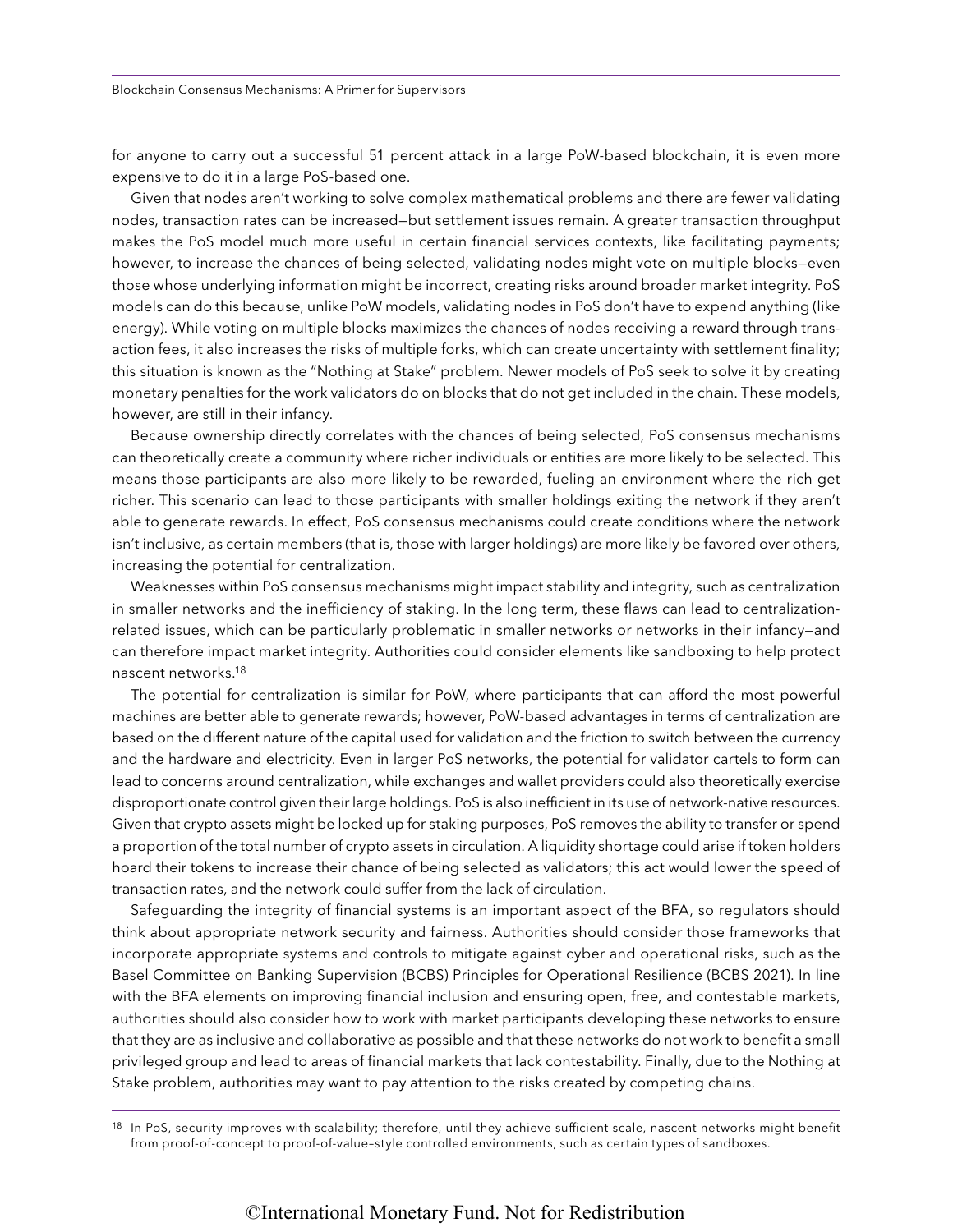for anyone to carry out a successful 51 percent attack in a large PoW-based blockchain, it is even more expensive to do it in a large PoS-based one.

Given that nodes aren't working to solve complex mathematical problems and there are fewer validating nodes, transaction rates can be increased—but settlement issues remain. A greater transaction throughput makes the PoS model much more useful in certain financial services contexts, like facilitating payments; however, to increase the chances of being selected, validating nodes might vote on multiple blocks—even those whose underlying information might be incorrect, creating risks around broader market integrity. PoS models can do this because, unlike PoW models, validating nodes in PoS don't have to expend anything (like energy). While voting on multiple blocks maximizes the chances of nodes receiving a reward through transaction fees, it also increases the risks of multiple forks, which can create uncertainty with settlement finality; this situation is known as the "Nothing at Stake" problem. Newer models of PoS seek to solve it by creating monetary penalties for the work validators do on blocks that do not get included in the chain. These models, however, are still in their infancy.

Because ownership directly correlates with the chances of being selected, PoS consensus mechanisms can theoretically create a community where richer individuals or entities are more likely to be selected. This means those participants are also more likely to be rewarded, fueling an environment where the rich get richer. This scenario can lead to those participants with smaller holdings exiting the network if they aren't able to generate rewards. In effect, PoS consensus mechanisms could create conditions where the network isn't inclusive, as certain members (that is, those with larger holdings) are more likely be favored over others, increasing the potential for centralization.

Weaknesses within PoS consensus mechanisms might impact stability and integrity, such as centralization in smaller networks and the inefficiency of staking. In the long term, these flaws can lead to centralization-related issues, which can be particularly problematic in smaller networks or networks in their infancy—and can therefore impact market integrity. Authorities could consider elements like sandboxing to help protect nascent networks.[18]

The potential for centralization is similar for PoW, where participants that can afford the most powerful machines are better able to generate rewards; however, PoW-based advantages in terms of centralization are based on the different nature of the capital used for validation and the friction to switch between the currency and the hardware and electricity. Even in larger PoS networks, the potential for validator cartels to form can lead to concerns around centralization, while exchanges and wallet providers could also theoretically exercise disproportionate control given their large holdings. PoS is also inefficient in its use of network-native resources. Given that crypto assets might be locked up for staking purposes, PoS removes the ability to transfer or spend a proportion of the total number of crypto assets in circulation. A liquidity shortage could arise if token holders hoard their tokens to increase their chance of being selected as validators; this act would lower the speed of transaction rates, and the network could suffer from the lack of circulation.

Safeguarding the integrity of financial systems is an important aspect of the BFA, so regulators should think about appropriate network security and fairness. Authorities should consider those frameworks that incorporate appropriate systems and controls to mitigate against cyber and operational risks, such as the Basel Committee on Banking Supervision (BCBS) Principles for Operational Resilience (BCBS 2021). In line with the BFA elements on improving financial inclusion and ensuring open, free, and contestable markets, authorities should also consider how to work with market participants developing these networks to ensure that they are as inclusive and collaborative as possible and that these networks do not work to benefit a small privileged group and lead to areas of financial markets that lack contestability. Finally, due to the Nothing at Stake problem, authorities may want to pay attention to the risks created by competing chains.

[18] In PoS, security improves with scalability; therefore, until they achieve sufficient scale, nascent networks might benefit from proof-of-concept to proof-of-value–style controlled environments, such as certain types of sandboxes.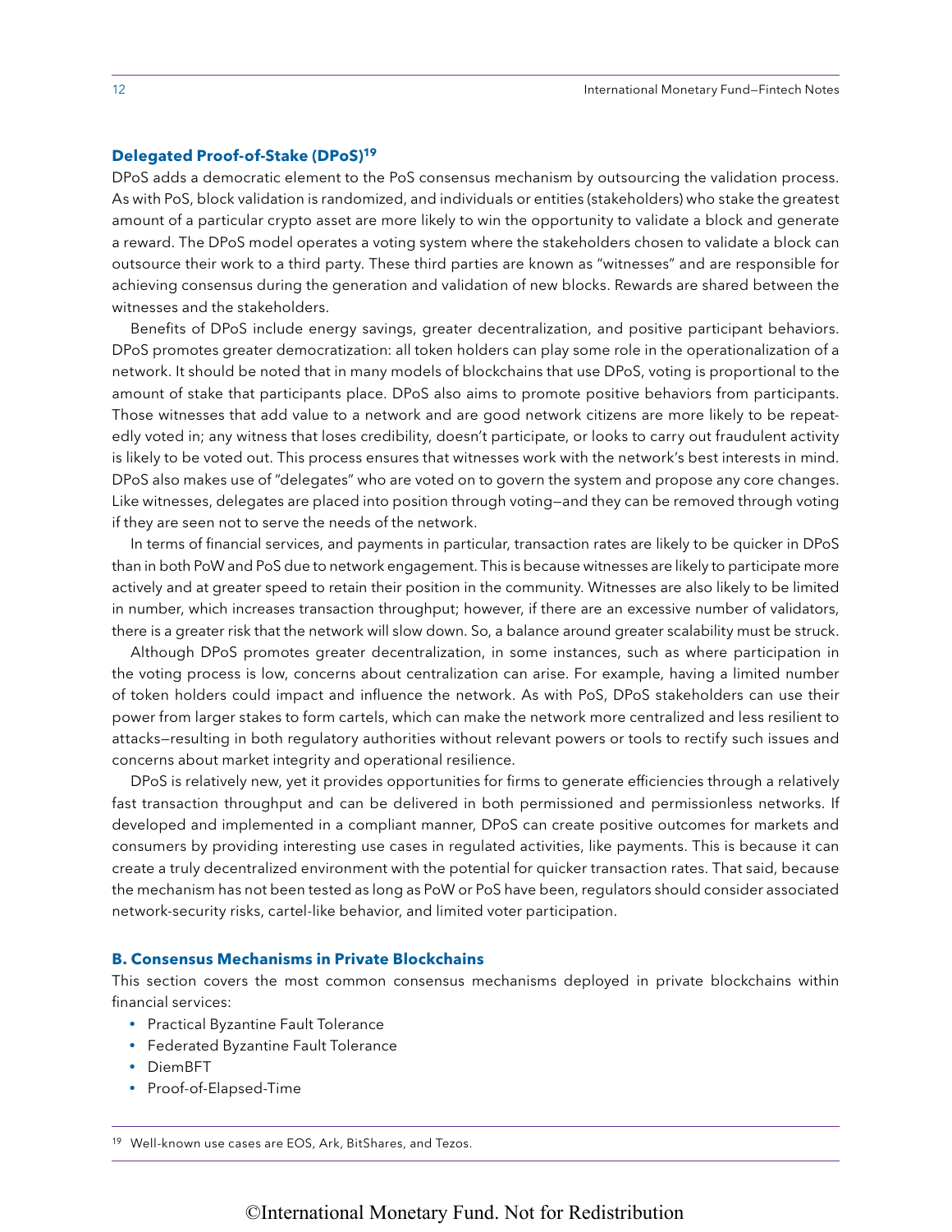### Delegated Proof-of-Stake (DPoS)[19]

DPoS adds a democratic element to the PoS consensus mechanism by outsourcing the validation process. As with PoS, block validation is randomized, and individuals or entities (stakeholders) who stake the greatest amount of a particular crypto asset are more likely to win the opportunity to validate a block and generate a reward. The DPoS model operates a voting system where the stakeholders chosen to validate a block can outsource their work to a third party. These third parties are known as "witnesses" and are responsible for achieving consensus during the generation and validation of new blocks. Rewards are shared between the witnesses and the stakeholders.

Benefits of DPoS include energy savings, greater decentralization, and positive participant behaviors. DPoS promotes greater democratization: all token holders can play some role in the operationalization of a network. It should be noted that in many models of blockchains that use DPoS, voting is proportional to the amount of stake that participants place. DPoS also aims to promote positive behaviors from participants. Those witnesses that add value to a network and are good network citizens are more likely to be repeatedly voted in; any witness that loses credibility, doesn't participate, or looks to carry out fraudulent activity is likely to be voted out. This process ensures that witnesses work with the network's best interests in mind. DPoS also makes use of "delegates" who are voted on to govern the system and propose any core changes. Like witnesses, delegates are placed into position through voting—and they can be removed through voting if they are seen not to serve the needs of the network.

In terms of financial services, and payments in particular, transaction rates are likely to be quicker in DPoS than in both PoW and PoS due to network engagement. This is because witnesses are likely to participate more actively and at greater speed to retain their position in the community. Witnesses are also likely to be limited in number, which increases transaction throughput; however, if there are an excessive number of validators, there is a greater risk that the network will slow down. So, a balance around greater scalability must be struck.

Although DPoS promotes greater decentralization, in some instances, such as where participation in the voting process is low, concerns about centralization can arise. For example, having a limited number of token holders could impact and influence the network. As with PoS, DPoS stakeholders can use their power from larger stakes to form cartels, which can make the network more centralized and less resilient to attacks—resulting in both regulatory authorities without relevant powers or tools to rectify such issues and concerns about market integrity and operational resilience.

DPoS is relatively new, yet it provides opportunities for firms to generate efficiencies through a relatively fast transaction throughput and can be delivered in both permissioned and permissionless networks. If developed and implemented in a compliant manner, DPoS can create positive outcomes for markets and consumers by providing interesting use cases in regulated activities, like payments. This is because it can create a truly decentralized environment with the potential for quicker transaction rates. That said, because the mechanism has not been tested as long as PoW or PoS have been, regulators should consider associated network-security risks, cartel-like behavior, and limited voter participation.

## B. Consensus Mechanisms in Private Blockchains

This section covers the most common consensus mechanisms deployed in private blockchains within financial services:

- Practical Byzantine Fault Tolerance
- Federated Byzantine Fault Tolerance
- DiemBFT
- Proof-of-Elapsed-Time

---

[19] Well-known use cases are EOS, Ark, BitShares, and Tezos.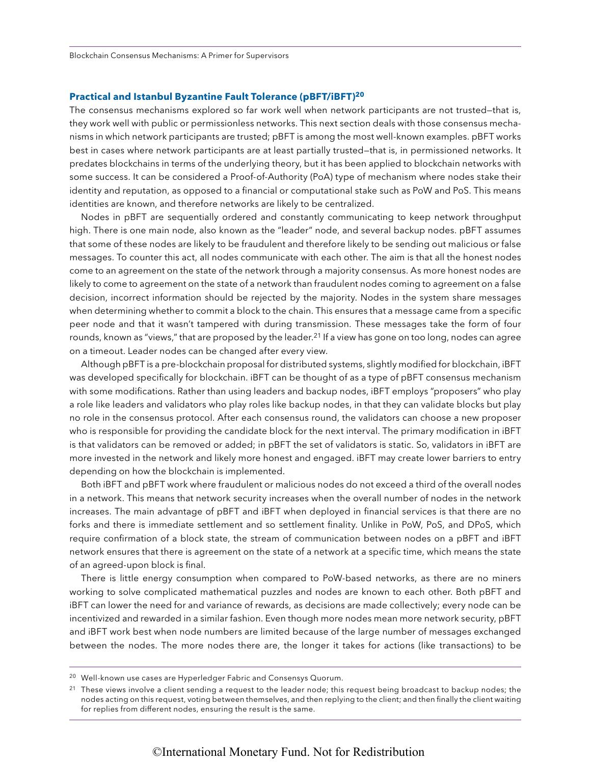### Practical and Istanbul Byzantine Fault Tolerance (pBFT/iBFT)[20]

The consensus mechanisms explored so far work well when network participants are not trusted—that is, they work well with public or permissionless networks. This next section deals with those consensus mechanisms in which network participants are trusted; pBFT is among the most well-known examples. pBFT works best in cases where network participants are at least partially trusted—that is, in permissioned networks. It predates blockchains in terms of the underlying theory, but it has been applied to blockchain networks with some success. It can be considered a Proof-of-Authority (PoA) type of mechanism where nodes stake their identity and reputation, as opposed to a financial or computational stake such as PoW and PoS. This means identities are known, and therefore networks are likely to be centralized.

Nodes in pBFT are sequentially ordered and constantly communicating to keep network throughput high. There is one main node, also known as the "leader" node, and several backup nodes. pBFT assumes that some of these nodes are likely to be fraudulent and therefore likely to be sending out malicious or false messages. To counter this act, all nodes communicate with each other. The aim is that all the honest nodes come to an agreement on the state of the network through a majority consensus. As more honest nodes are likely to come to agreement on the state of a network than fraudulent nodes coming to agreement on a false decision, incorrect information should be rejected by the majority. Nodes in the system share messages when determining whether to commit a block to the chain. This ensures that a message came from a specific peer node and that it wasn't tampered with during transmission. These messages take the form of four rounds, known as "views," that are proposed by the leader.[21] If a view has gone on too long, nodes can agree on a timeout. Leader nodes can be changed after every view.

Although pBFT is a pre-blockchain proposal for distributed systems, slightly modified for blockchain, iBFT was developed specifically for blockchain. iBFT can be thought of as a type of pBFT consensus mechanism with some modifications. Rather than using leaders and backup nodes, iBFT employs "proposers" who play a role like leaders and validators who play roles like backup nodes, in that they can validate blocks but play no role in the consensus protocol. After each consensus round, the validators can choose a new proposer who is responsible for providing the candidate block for the next interval. The primary modification in iBFT is that validators can be removed or added; in pBFT the set of validators is static. So, validators in iBFT are more invested in the network and likely more honest and engaged. iBFT may create lower barriers to entry depending on how the blockchain is implemented.

Both iBFT and pBFT work where fraudulent or malicious nodes do not exceed a third of the overall nodes in a network. This means that network security increases when the overall number of nodes in the network increases. The main advantage of pBFT and iBFT when deployed in financial services is that there are no forks and there is immediate settlement and so settlement finality. Unlike in PoW, PoS, and DPoS, which require confirmation of a block state, the stream of communication between nodes on a pBFT and iBFT network ensures that there is agreement on the state of a network at a specific time, which means the state of an agreed-upon block is final.

There is little energy consumption when compared to PoW-based networks, as there are no miners working to solve complicated mathematical puzzles and nodes are known to each other. Both pBFT and iBFT can lower the need for and variance of rewards, as decisions are made collectively; every node can be incentivized and rewarded in a similar fashion. Even though more nodes mean more network security, pBFT and iBFT work best when node numbers are limited because of the large number of messages exchanged between the nodes. The more nodes there are, the longer it takes for actions (like transactions) to be

---

[20] Well-known use cases are Hyperledger Fabric and Consensys Quorum.

[21] These views involve a client sending a request to the leader node; this request being broadcast to backup nodes; the nodes acting on this request, voting between themselves, and then replying to the client; and then finally the client waiting for replies from different nodes, ensuring the result is the same.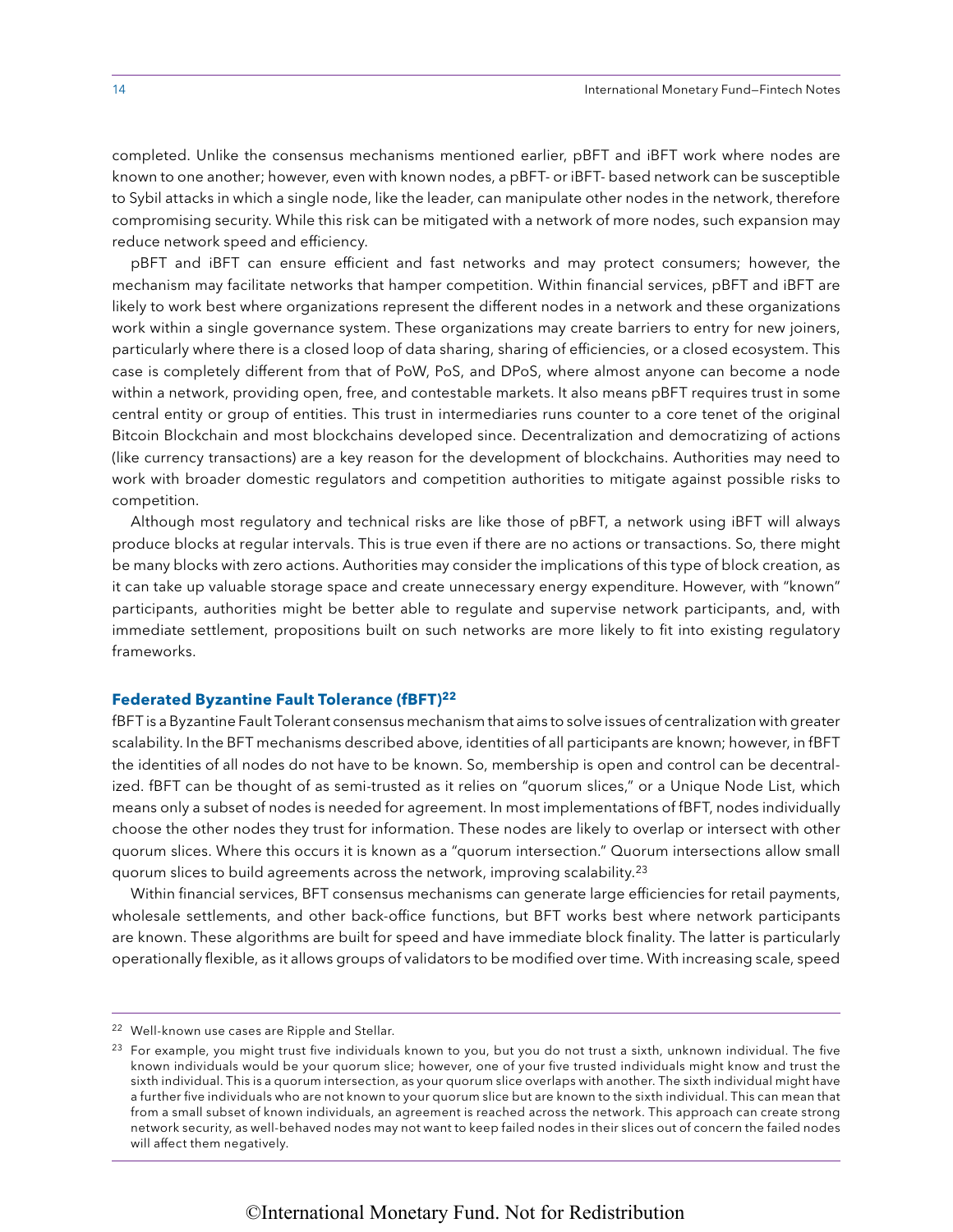completed. Unlike the consensus mechanisms mentioned earlier, pBFT and iBFT work where nodes are known to one another; however, even with known nodes, a pBFT- or iBFT- based network can be susceptible to Sybil attacks in which a single node, like the leader, can manipulate other nodes in the network, therefore compromising security. While this risk can be mitigated with a network of more nodes, such expansion may reduce network speed and efficiency.

pBFT and iBFT can ensure efficient and fast networks and may protect consumers; however, the mechanism may facilitate networks that hamper competition. Within financial services, pBFT and iBFT are likely to work best where organizations represent the different nodes in a network and these organizations work within a single governance system. These organizations may create barriers to entry for new joiners, particularly where there is a closed loop of data sharing, sharing of efficiencies, or a closed ecosystem. This case is completely different from that of PoW, PoS, and DPoS, where almost anyone can become a node within a network, providing open, free, and contestable markets. It also means pBFT requires trust in some central entity or group of entities. This trust in intermediaries runs counter to a core tenet of the original Bitcoin Blockchain and most blockchains developed since. Decentralization and democratizing of actions (like currency transactions) are a key reason for the development of blockchains. Authorities may need to work with broader domestic regulators and competition authorities to mitigate against possible risks to competition.

Although most regulatory and technical risks are like those of pBFT, a network using iBFT will always produce blocks at regular intervals. This is true even if there are no actions or transactions. So, there might be many blocks with zero actions. Authorities may consider the implications of this type of block creation, as it can take up valuable storage space and create unnecessary energy expenditure. However, with "known" participants, authorities might be better able to regulate and supervise network participants, and, with immediate settlement, propositions built on such networks are more likely to fit into existing regulatory frameworks.

### Federated Byzantine Fault Tolerance (fBFT)[22]

fBFT is a Byzantine Fault Tolerant consensus mechanism that aims to solve issues of centralization with greater scalability. In the BFT mechanisms described above, identities of all participants are known; however, in fBFT the identities of all nodes do not have to be known. So, membership is open and control can be decentralized. fBFT can be thought of as semi-trusted as it relies on "quorum slices," or a Unique Node List, which means only a subset of nodes is needed for agreement. In most implementations of fBFT, nodes individually choose the other nodes they trust for information. These nodes are likely to overlap or intersect with other quorum slices. Where this occurs it is known as a "quorum intersection." Quorum intersections allow small quorum slices to build agreements across the network, improving scalability.[23]

Within financial services, BFT consensus mechanisms can generate large efficiencies for retail payments, wholesale settlements, and other back-office functions, but BFT works best where network participants are known. These algorithms are built for speed and have immediate block finality. The latter is particularly operationally flexible, as it allows groups of validators to be modified over time. With increasing scale, speed

---

[22] Well-known use cases are Ripple and Stellar.

[23] For example, you might trust five individuals known to you, but you do not trust a sixth, unknown individual. The five known individuals would be your quorum slice; however, one of your five trusted individuals might know and trust the sixth individual. This is a quorum intersection, as your quorum slice overlaps with another. The sixth individual might have a further five individuals who are not known to your quorum slice but are known to the sixth individual. This can mean that from a small subset of known individuals, an agreement is reached across the network. This approach can create strong network security, as well-behaved nodes may not want to keep failed nodes in their slices out of concern the failed nodes will affect them negatively.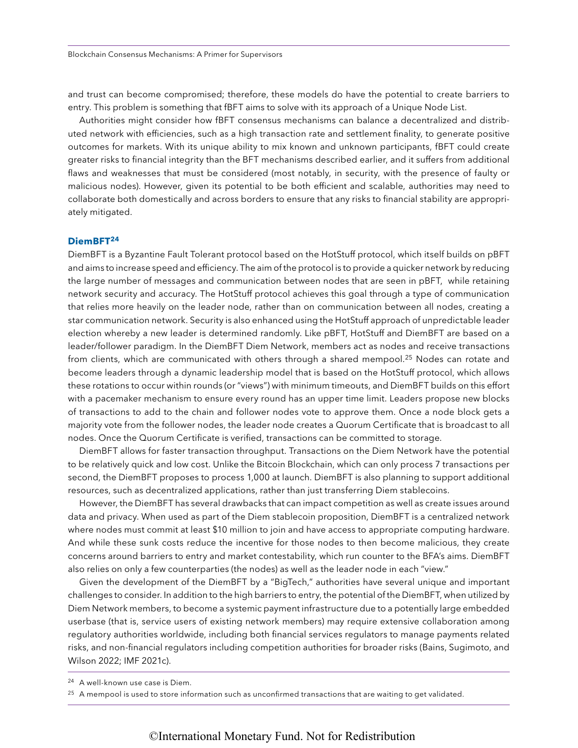and trust can become compromised; therefore, these models do have the potential to create barriers to entry. This problem is something that fBFT aims to solve with its approach of a Unique Node List.

Authorities might consider how fBFT consensus mechanisms can balance a decentralized and distributed network with efficiencies, such as a high transaction rate and settlement finality, to generate positive outcomes for markets. With its unique ability to mix known and unknown participants, fBFT could create greater risks to financial integrity than the BFT mechanisms described earlier, and it suffers from additional flaws and weaknesses that must be considered (most notably, in security, with the presence of faulty or malicious nodes). However, given its potential to be both efficient and scalable, authorities may need to collaborate both domestically and across borders to ensure that any risks to financial stability are appropriately mitigated.

### DiemBFT[24]

DiemBFT is a Byzantine Fault Tolerant protocol based on the HotStuff protocol, which itself builds on pBFT and aims to increase speed and efficiency. The aim of the protocol is to provide a quicker network by reducing the large number of messages and communication between nodes that are seen in pBFT, while retaining network security and accuracy. The HotStuff protocol achieves this goal through a type of communication that relies more heavily on the leader node, rather than on communication between all nodes, creating a star communication network. Security is also enhanced using the HotStuff approach of unpredictable leader election whereby a new leader is determined randomly. Like pBFT, HotStuff and DiemBFT are based on a leader/follower paradigm. In the DiemBFT Diem Network, members act as nodes and receive transactions from clients, which are communicated with others through a shared mempool.[25] Nodes can rotate and become leaders through a dynamic leadership model that is based on the HotStuff protocol, which allows these rotations to occur within rounds (or "views") with minimum timeouts, and DiemBFT builds on this effort with a pacemaker mechanism to ensure every round has an upper time limit. Leaders propose new blocks of transactions to add to the chain and follower nodes vote to approve them. Once a node block gets a majority vote from the follower nodes, the leader node creates a Quorum Certificate that is broadcast to all nodes. Once the Quorum Certificate is verified, transactions can be committed to storage.

DiemBFT allows for faster transaction throughput. Transactions on the Diem Network have the potential to be relatively quick and low cost. Unlike the Bitcoin Blockchain, which can only process 7 transactions per second, the DiemBFT proposes to process 1,000 at launch. DiemBFT is also planning to support additional resources, such as decentralized applications, rather than just transferring Diem stablecoins.

However, the DiemBFT has several drawbacks that can impact competition as well as create issues around data and privacy. When used as part of the Diem stablecoin proposition, DiemBFT is a centralized network where nodes must commit at least $10 million to join and have access to appropriate computing hardware. And while these sunk costs reduce the incentive for those nodes to then become malicious, they create concerns around barriers to entry and market contestability, which run counter to the BFA's aims. DiemBFT also relies on only a few counterparties (the nodes) as well as the leader node in each "view."

Given the development of the DiemBFT by a "BigTech," authorities have several unique and important challenges to consider. In addition to the high barriers to entry, the potential of the DiemBFT, when utilized by Diem Network members, to become a systemic payment infrastructure due to a potentially large embedded userbase (that is, service users of existing network members) may require extensive collaboration among regulatory authorities worldwide, including both financial services regulators to manage payments related risks, and non-financial regulators including competition authorities for broader risks (Bains, Sugimoto, and Wilson 2022; IMF 2021c).

---

[24] A well-known use case is Diem.

[25] A mempool is used to store information such as unconfirmed transactions that are waiting to get validated.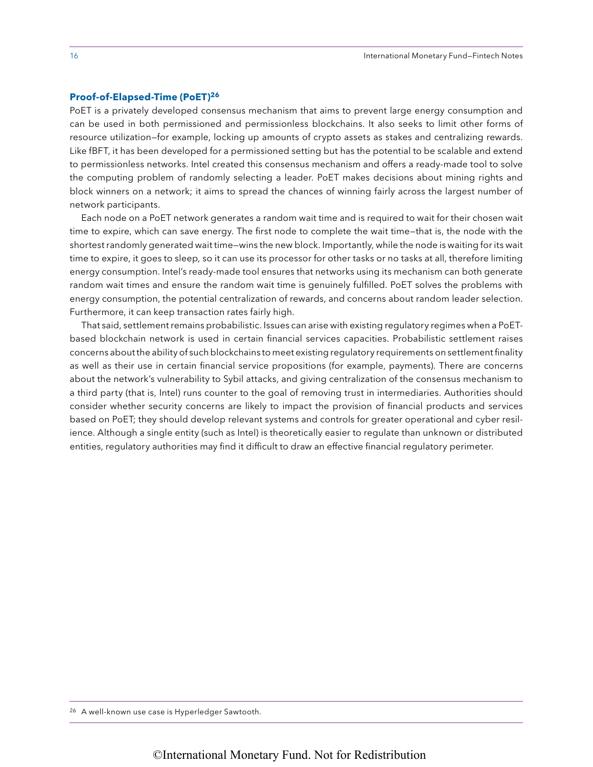### Proof-of-Elapsed-Time (PoET)[26]

PoET is a privately developed consensus mechanism that aims to prevent large energy consumption and can be used in both permissioned and permissionless blockchains. It also seeks to limit other forms of resource utilization—for example, locking up amounts of crypto assets as stakes and centralizing rewards. Like fBFT, it has been developed for a permissioned setting but has the potential to be scalable and extend to permissionless networks. Intel created this consensus mechanism and offers a ready-made tool to solve the computing problem of randomly selecting a leader. PoET makes decisions about mining rights and block winners on a network; it aims to spread the chances of winning fairly across the largest number of network participants.

Each node on a PoET network generates a random wait time and is required to wait for their chosen wait time to expire, which can save energy. The first node to complete the wait time—that is, the node with the shortest randomly generated wait time—wins the new block. Importantly, while the node is waiting for its wait time to expire, it goes to sleep, so it can use its processor for other tasks or no tasks at all, therefore limiting energy consumption. Intel's ready-made tool ensures that networks using its mechanism can both generate random wait times and ensure the random wait time is genuinely fulfilled. PoET solves the problems with energy consumption, the potential centralization of rewards, and concerns about random leader selection. Furthermore, it can keep transaction rates fairly high.

That said, settlement remains probabilistic. Issues can arise with existing regulatory regimes when a PoET-based blockchain network is used in certain financial services capacities. Probabilistic settlement raises concerns about the ability of such blockchains to meet existing regulatory requirements on settlement finality as well as their use in certain financial service propositions (for example, payments). There are concerns about the network's vulnerability to Sybil attacks, and giving centralization of the consensus mechanism to a third party (that is, Intel) runs counter to the goal of removing trust in intermediaries. Authorities should consider whether security concerns are likely to impact the provision of financial products and services based on PoET; they should develop relevant systems and controls for greater operational and cyber resilience. Although a single entity (such as Intel) is theoretically easier to regulate than unknown or distributed entities, regulatory authorities may find it difficult to draw an effective financial regulatory perimeter.

[26] A well-known use case is Hyperledger Sawtooth.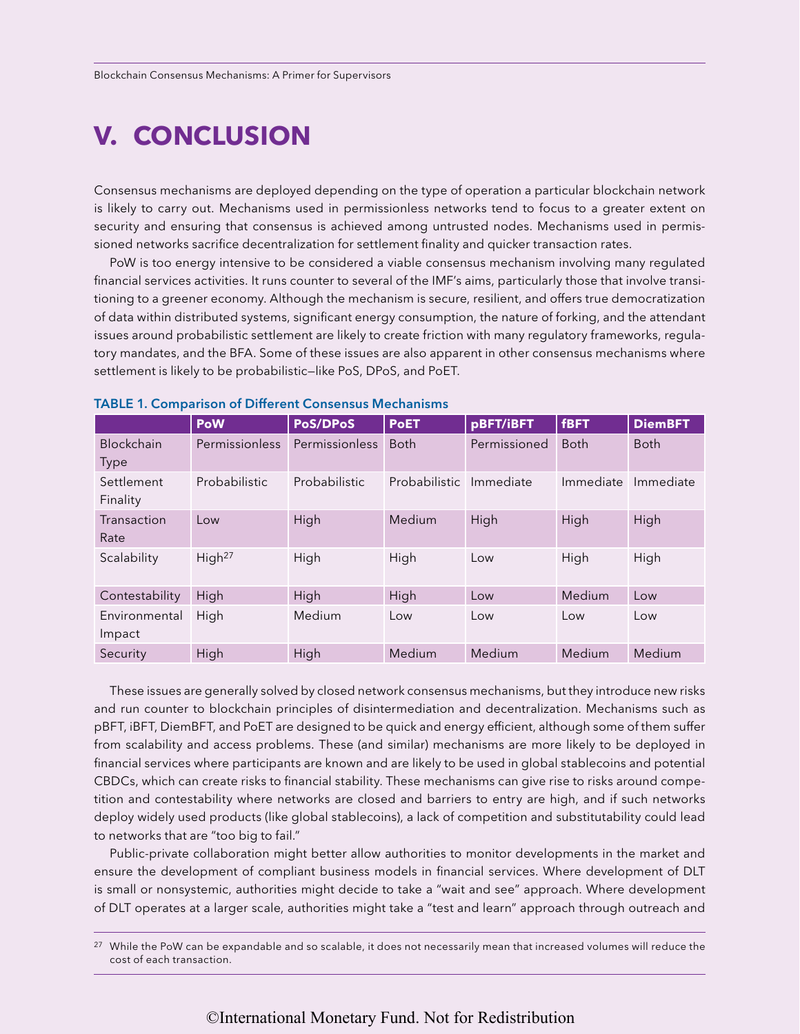# V. CONCLUSION

Consensus mechanisms are deployed depending on the type of operation a particular blockchain network is likely to carry out. Mechanisms used in permissionless networks tend to focus to a greater extent on security and ensuring that consensus is achieved among untrusted nodes. Mechanisms used in permissioned networks sacrifice decentralization for settlement finality and quicker transaction rates.

PoW is too energy intensive to be considered a viable consensus mechanism involving many regulated financial services activities. It runs counter to several of the IMF's aims, particularly those that involve transitioning to a greener economy. Although the mechanism is secure, resilient, and offers true democratization of data within distributed systems, significant energy consumption, the nature of forking, and the attendant issues around probabilistic settlement are likely to create friction with many regulatory frameworks, regulatory mandates, and the BFA. Some of these issues are also apparent in other consensus mechanisms where settlement is likely to be probabilistic—like PoS, DPoS, and PoET.

**TABLE 1. Comparison of Different Consensus Mechanisms**

| | PoW | PoS/DPoS | PoET | pBFT/iBFT | fBFT | DiemBFT |
|---|---|---|---|---|---|---|
| Blockchain Type | Permissionless | Permissionless | Both | Permissioned | Both | Both |
| Settlement Finality | Probabilistic | Probabilistic | Probabilistic | Immediate | Immediate | Immediate |
| Transaction Rate | Low | High | Medium | High | High | High |
| Scalability | High[27] | High | High | Low | High | High |
| Contestability | High | High | High | Low | Medium | Low |
| Environmental Impact | High | Medium | Low | Low | Low | Low |
| Security | High | High | Medium | Medium | Medium | Medium |

These issues are generally solved by closed network consensus mechanisms, but they introduce new risks and run counter to blockchain principles of disintermediation and decentralization. Mechanisms such as pBFT, iBFT, DiemBFT, and PoET are designed to be quick and energy efficient, although some of them suffer from scalability and access problems. These (and similar) mechanisms are more likely to be deployed in financial services where participants are known and are likely to be used in global stablecoins and potential CBDCs, which can create risks to financial stability. These mechanisms can give rise to risks around competition and contestability where networks are closed and barriers to entry are high, and if such networks deploy widely used products (like global stablecoins), a lack of competition and substitutability could lead to networks that are "too big to fail."

Public-private collaboration might better allow authorities to monitor developments in the market and ensure the development of compliant business models in financial services. Where development of DLT is small or nonsystemic, authorities might decide to take a "wait and see" approach. Where development of DLT operates at a larger scale, authorities might take a "test and learn" approach through outreach and

[27] While the PoW can be expandable and so scalable, it does not necessarily mean that increased volumes will reduce the cost of each transaction.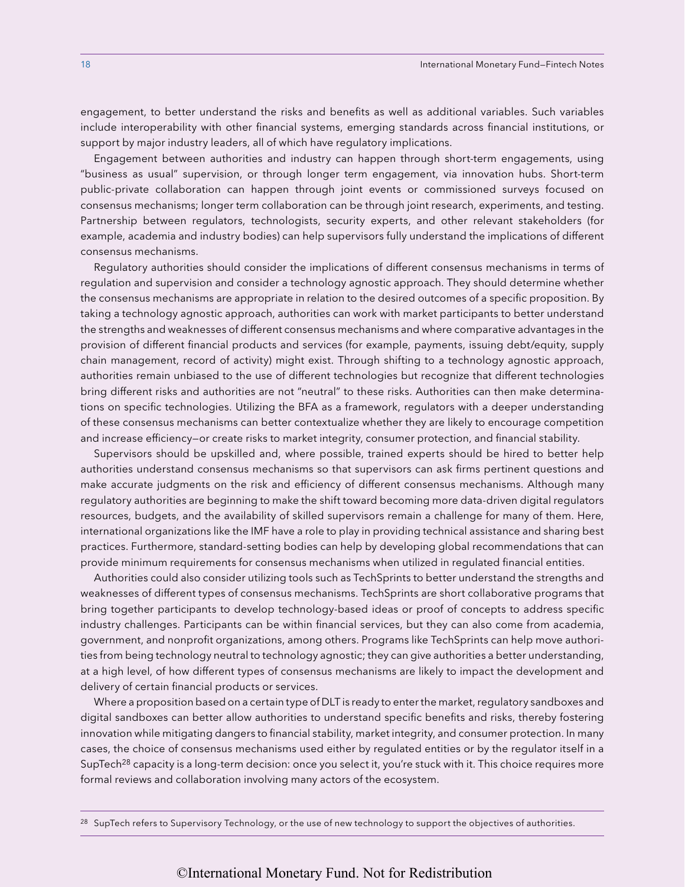engagement, to better understand the risks and benefits as well as additional variables. Such variables include interoperability with other financial systems, emerging standards across financial institutions, or support by major industry leaders, all of which have regulatory implications.

Engagement between authorities and industry can happen through short-term engagements, using "business as usual" supervision, or through longer term engagement, via innovation hubs. Short-term public-private collaboration can happen through joint events or commissioned surveys focused on consensus mechanisms; longer term collaboration can be through joint research, experiments, and testing. Partnership between regulators, technologists, security experts, and other relevant stakeholders (for example, academia and industry bodies) can help supervisors fully understand the implications of different consensus mechanisms.

Regulatory authorities should consider the implications of different consensus mechanisms in terms of regulation and supervision and consider a technology agnostic approach. They should determine whether the consensus mechanisms are appropriate in relation to the desired outcomes of a specific proposition. By taking a technology agnostic approach, authorities can work with market participants to better understand the strengths and weaknesses of different consensus mechanisms and where comparative advantages in the provision of different financial products and services (for example, payments, issuing debt/equity, supply chain management, record of activity) might exist. Through shifting to a technology agnostic approach, authorities remain unbiased to the use of different technologies but recognize that different technologies bring different risks and authorities are not "neutral" to these risks. Authorities can then make determinations on specific technologies. Utilizing the BFA as a framework, regulators with a deeper understanding of these consensus mechanisms can better contextualize whether they are likely to encourage competition and increase efficiency—or create risks to market integrity, consumer protection, and financial stability.

Supervisors should be upskilled and, where possible, trained experts should be hired to better help authorities understand consensus mechanisms so that supervisors can ask firms pertinent questions and make accurate judgments on the risk and efficiency of different consensus mechanisms. Although many regulatory authorities are beginning to make the shift toward becoming more data-driven digital regulators resources, budgets, and the availability of skilled supervisors remain a challenge for many of them. Here, international organizations like the IMF have a role to play in providing technical assistance and sharing best practices. Furthermore, standard-setting bodies can help by developing global recommendations that can provide minimum requirements for consensus mechanisms when utilized in regulated financial entities.

Authorities could also consider utilizing tools such as TechSprints to better understand the strengths and weaknesses of different types of consensus mechanisms. TechSprints are short collaborative programs that bring together participants to develop technology-based ideas or proof of concepts to address specific industry challenges. Participants can be within financial services, but they can also come from academia, government, and nonprofit organizations, among others. Programs like TechSprints can help move authorities from being technology neutral to technology agnostic; they can give authorities a better understanding, at a high level, of how different types of consensus mechanisms are likely to impact the development and delivery of certain financial products or services.

Where a proposition based on a certain type of DLT is ready to enter the market, regulatory sandboxes and digital sandboxes can better allow authorities to understand specific benefits and risks, thereby fostering innovation while mitigating dangers to financial stability, market integrity, and consumer protection. In many cases, the choice of consensus mechanisms used either by regulated entities or by the regulator itself in a SupTech[28] capacity is a long-term decision: once you select it, you're stuck with it. This choice requires more formal reviews and collaboration involving many actors of the ecosystem.

[28] SupTech refers to Supervisory Technology, or the use of new technology to support the objectives of authorities.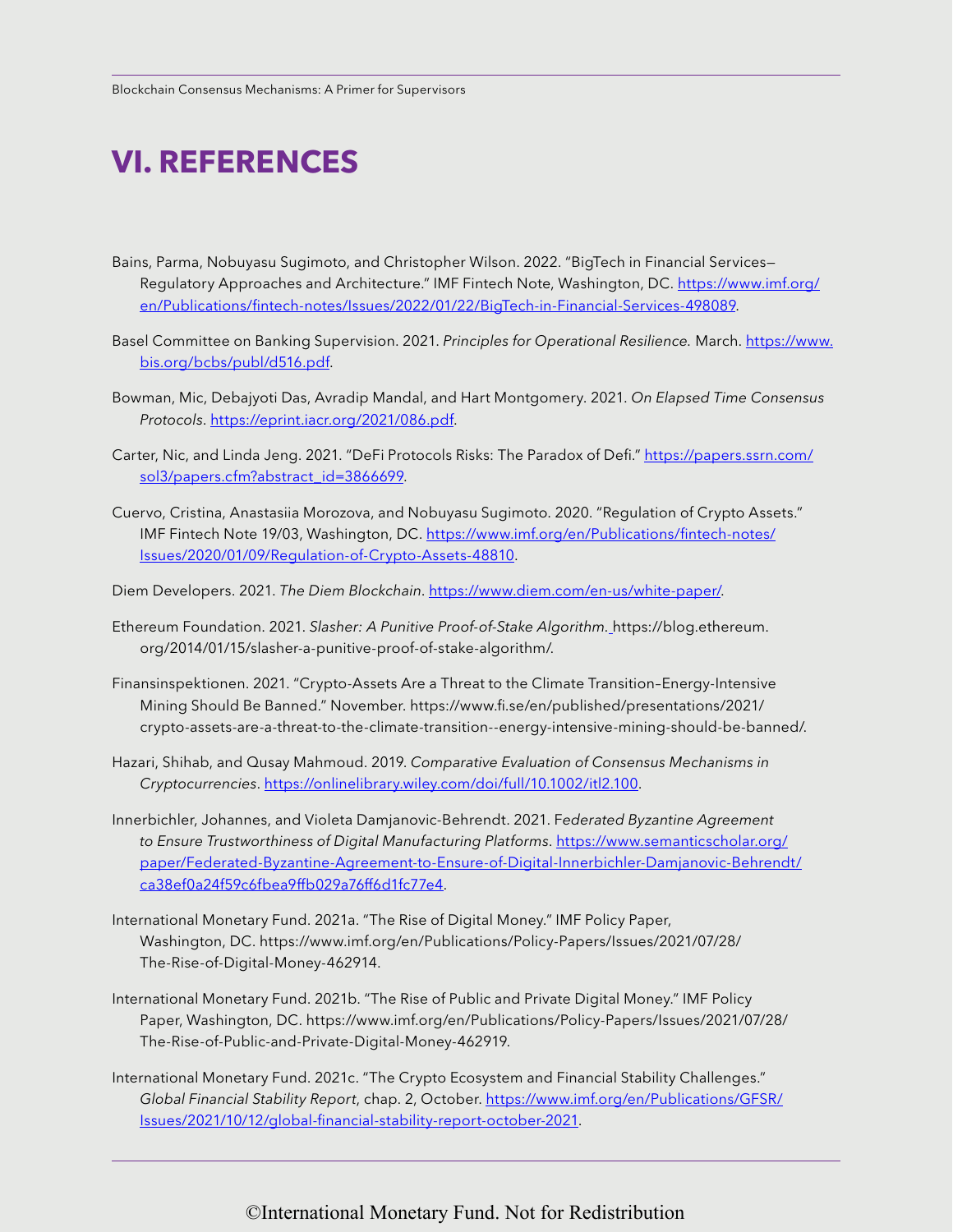# VI. REFERENCES

Bains, Parma, Nobuyasu Sugimoto, and Christopher Wilson. 2022. "BigTech in Financial Services—Regulatory Approaches and Architecture." IMF Fintech Note, Washington, DC. https://www.imf.org/en/Publications/fintech-notes/Issues/2022/01/22/BigTech-in-Financial-Services-498089.

Basel Committee on Banking Supervision. 2021. *Principles for Operational Resilience.* March. https://www.bis.org/bcbs/publ/d516.pdf.

Bowman, Mic, Debajyoti Das, Avradip Mandal, and Hart Montgomery. 2021. *On Elapsed Time Consensus Protocols*. https://eprint.iacr.org/2021/086.pdf.

Carter, Nic, and Linda Jeng. 2021. "DeFi Protocols Risks: The Paradox of Defi." https://papers.ssrn.com/sol3/papers.cfm?abstract_id=3866699.

Cuervo, Cristina, Anastasiia Morozova, and Nobuyasu Sugimoto. 2020. "Regulation of Crypto Assets." IMF Fintech Note 19/03, Washington, DC. https://www.imf.org/en/Publications/fintech-notes/Issues/2020/01/09/Regulation-of-Crypto-Assets-48810.

Diem Developers. 2021. *The Diem Blockchain*. https://www.diem.com/en-us/white-paper/.

Ethereum Foundation. 2021. *Slasher: A Punitive Proof-of-Stake Algorithm.* https://blog.ethereum.org/2014/01/15/slasher-a-punitive-proof-of-stake-algorithm/.

Finansinspektionen. 2021. "Crypto-Assets Are a Threat to the Climate Transition–Energy-Intensive Mining Should Be Banned." November. https://www.fi.se/en/published/presentations/2021/crypto-assets-are-a-threat-to-the-climate-transition--energy-intensive-mining-should-be-banned/.

Hazari, Shihab, and Qusay Mahmoud. 2019. *Comparative Evaluation of Consensus Mechanisms in Cryptocurrencies*. https://onlinelibrary.wiley.com/doi/full/10.1002/itl2.100.

Innerbichler, Johannes, and Violeta Damjanovic-Behrendt. 2021. *Federated Byzantine Agreement to Ensure Trustworthiness of Digital Manufacturing Platforms*. https://www.semanticscholar.org/paper/Federated-Byzantine-Agreement-to-Ensure-of-Digital-Innerbichler-Damjanovic-Behrendt/ca38ef0a24f59c6fbea9ffb029a76ff6d1fc77e4.

International Monetary Fund. 2021a. "The Rise of Digital Money." IMF Policy Paper, Washington, DC. https://www.imf.org/en/Publications/Policy-Papers/Issues/2021/07/28/The-Rise-of-Digital-Money-462914.

International Monetary Fund. 2021b. "The Rise of Public and Private Digital Money." IMF Policy Paper, Washington, DC. https://www.imf.org/en/Publications/Policy-Papers/Issues/2021/07/28/The-Rise-of-Public-and-Private-Digital-Money-462919.

International Monetary Fund. 2021c. "The Crypto Ecosystem and Financial Stability Challenges." *Global Financial Stability Report*, chap. 2, October. https://www.imf.org/en/Publications/GFSR/Issues/2021/10/12/global-financial-stability-report-october-2021.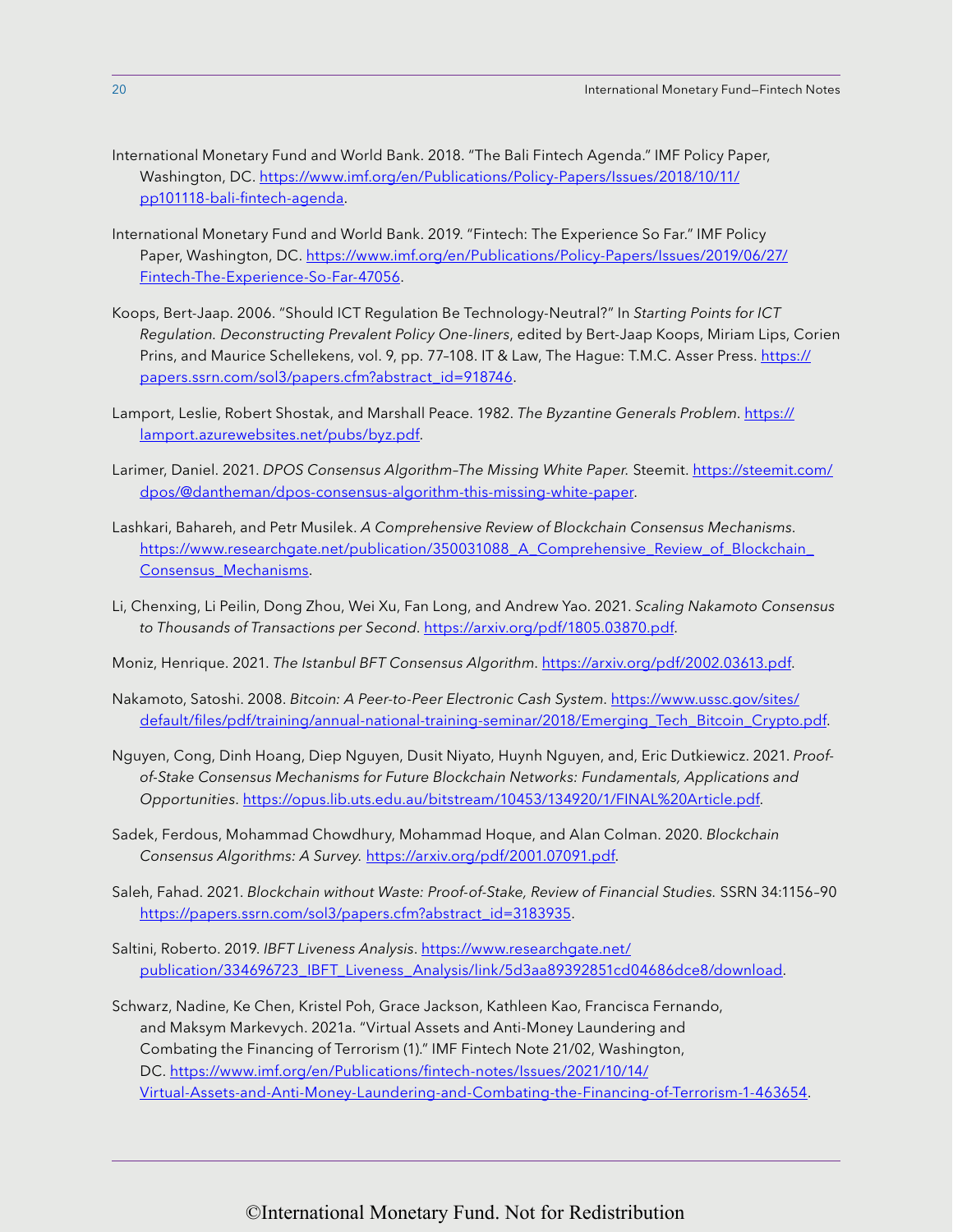International Monetary Fund and World Bank. 2018. "The Bali Fintech Agenda." IMF Policy Paper, Washington, DC. https://www.imf.org/en/Publications/Policy-Papers/Issues/2018/10/11/pp101118-bali-fintech-agenda.

International Monetary Fund and World Bank. 2019. "Fintech: The Experience So Far." IMF Policy Paper, Washington, DC. https://www.imf.org/en/Publications/Policy-Papers/Issues/2019/06/27/Fintech-The-Experience-So-Far-47056.

Koops, Bert-Jaap. 2006. "Should ICT Regulation Be Technology-Neutral?" In *Starting Points for ICT Regulation. Deconstructing Prevalent Policy One-liners*, edited by Bert-Jaap Koops, Miriam Lips, Corien Prins, and Maurice Schellekens, vol. 9, pp. 77–108. IT & Law, The Hague: T.M.C. Asser Press. https://papers.ssrn.com/sol3/papers.cfm?abstract_id=918746.

Lamport, Leslie, Robert Shostak, and Marshall Peace. 1982. *The Byzantine Generals Problem*. https://lamport.azurewebsites.net/pubs/byz.pdf.

Larimer, Daniel. 2021. *DPOS Consensus Algorithm–The Missing White Paper.* Steemit. https://steemit.com/dpos/@dantheman/dpos-consensus-algorithm-this-missing-white-paper.

Lashkari, Bahareh, and Petr Musilek. *A Comprehensive Review of Blockchain Consensus Mechanisms*. https://www.researchgate.net/publication/350031088_A_Comprehensive_Review_of_Blockchain_Consensus_Mechanisms.

Li, Chenxing, Li Peilin, Dong Zhou, Wei Xu, Fan Long, and Andrew Yao. 2021. *Scaling Nakamoto Consensus to Thousands of Transactions per Second*. https://arxiv.org/pdf/1805.03870.pdf.

Moniz, Henrique. 2021. *The Istanbul BFT Consensus Algorithm*. https://arxiv.org/pdf/2002.03613.pdf.

Nakamoto, Satoshi. 2008. *Bitcoin: A Peer-to-Peer Electronic Cash System*. https://www.ussc.gov/sites/default/files/pdf/training/annual-national-training-seminar/2018/Emerging_Tech_Bitcoin_Crypto.pdf.

Nguyen, Cong, Dinh Hoang, Diep Nguyen, Dusit Niyato, Huynh Nguyen, and, Eric Dutkiewicz. 2021. *Proof-of-Stake Consensus Mechanisms for Future Blockchain Networks: Fundamentals, Applications and Opportunities*. https://opus.lib.uts.edu.au/bitstream/10453/134920/1/FINAL%20Article.pdf.

Sadek, Ferdous, Mohammad Chowdhury, Mohammad Hoque, and Alan Colman. 2020. *Blockchain Consensus Algorithms: A Survey.* https://arxiv.org/pdf/2001.07091.pdf.

Saleh, Fahad. 2021. *Blockchain without Waste: Proof-of-Stake, Review of Financial Studies.* SSRN 34:1156–90 https://papers.ssrn.com/sol3/papers.cfm?abstract_id=3183935.

Saltini, Roberto. 2019. *IBFT Liveness Analysis*. https://www.researchgate.net/publication/334696723_IBFT_Liveness_Analysis/link/5d3aa89392851cd04686dce8/download.

Schwarz, Nadine, Ke Chen, Kristel Poh, Grace Jackson, Kathleen Kao, Francisca Fernando, and Maksym Markevych. 2021a. "Virtual Assets and Anti-Money Laundering and Combating the Financing of Terrorism (1)." IMF Fintech Note 21/02, Washington, DC. https://www.imf.org/en/Publications/fintech-notes/Issues/2021/10/14/Virtual-Assets-and-Anti-Money-Laundering-and-Combating-the-Financing-of-Terrorism-1-463654.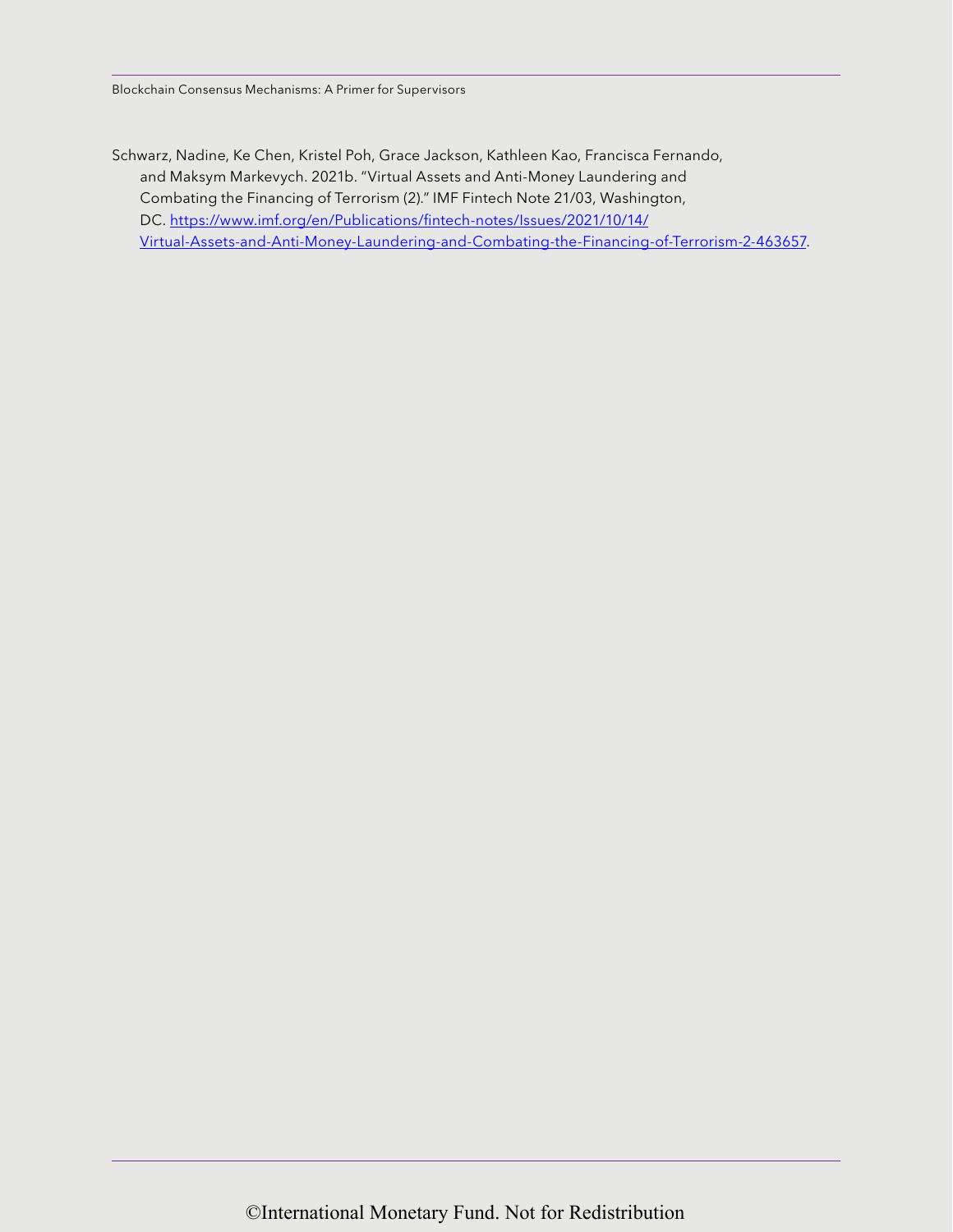Schwarz, Nadine, Ke Chen, Kristel Poh, Grace Jackson, Kathleen Kao, Francisca Fernando, and Maksym Markevych. 2021b. "Virtual Assets and Anti-Money Laundering and Combating the Financing of Terrorism (2)." IMF Fintech Note 21/03, Washington, DC. https://www.imf.org/en/Publications/fintech-notes/Issues/2021/10/14/Virtual-Assets-and-Anti-Money-Laundering-and-Combating-the-Financing-of-Terrorism-2-463657.

©International Monetary Fund. Not for Redistribution